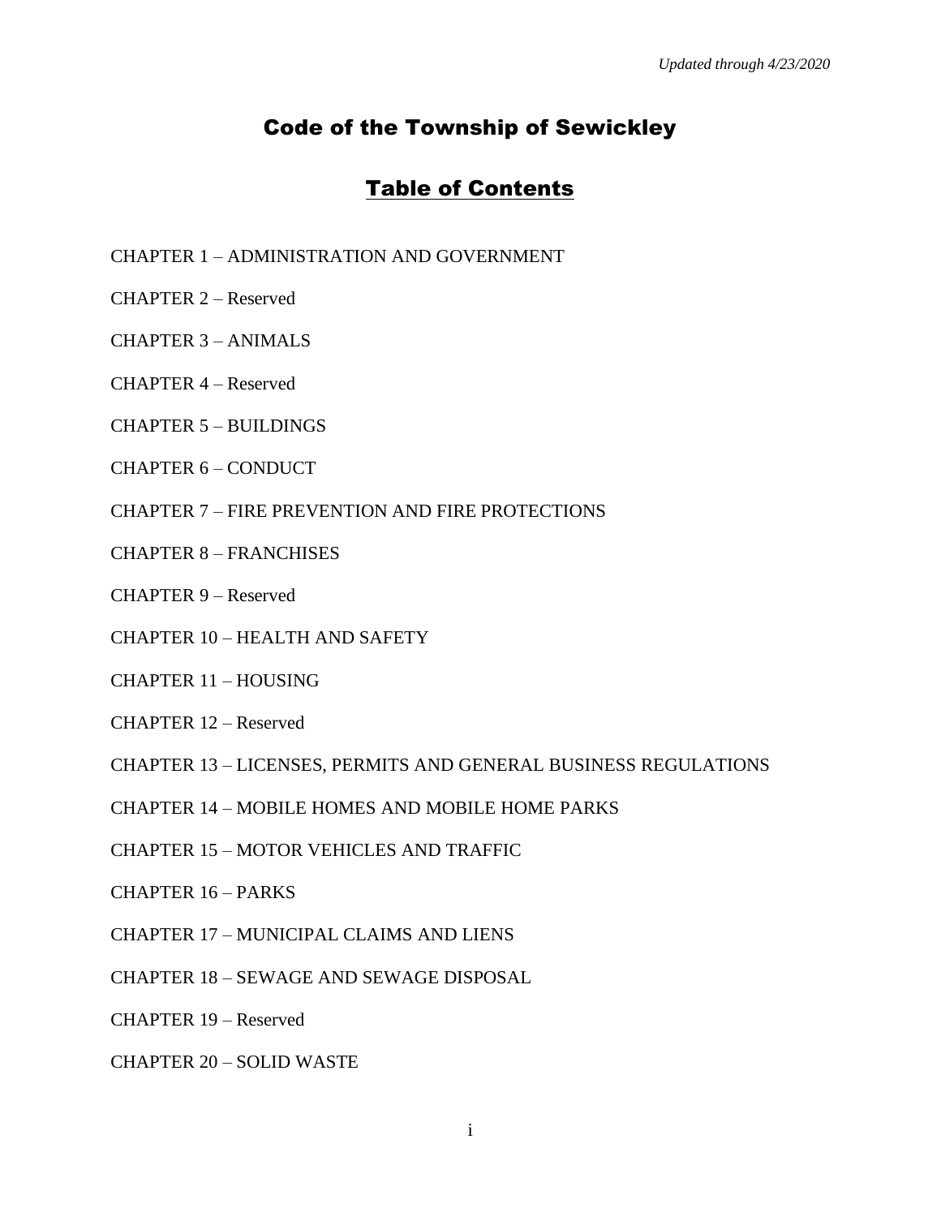*Updated through 4/23/2020*

# Code of the Township of Sewickley

## Table of Contents

CHAPTER 1 – ADMINISTRATION AND GOVERNMENT

CHAPTER 2 – Reserved

CHAPTER 3 – ANIMALS

CHAPTER 4 – Reserved

CHAPTER 5 – BUILDINGS

CHAPTER 6 – CONDUCT

CHAPTER 7 – FIRE PREVENTION AND FIRE PROTECTIONS

CHAPTER 8 – FRANCHISES

CHAPTER 9 – Reserved

CHAPTER 10 – HEALTH AND SAFETY

CHAPTER 11 – HOUSING

CHAPTER 12 – Reserved

CHAPTER 13 – LICENSES, PERMITS AND GENERAL BUSINESS REGULATIONS

CHAPTER 14 – MOBILE HOMES AND MOBILE HOME PARKS

CHAPTER 15 – MOTOR VEHICLES AND TRAFFIC

CHAPTER 16 – PARKS

CHAPTER 17 – MUNICIPAL CLAIMS AND LIENS

CHAPTER 18 – SEWAGE AND SEWAGE DISPOSAL

CHAPTER 19 – Reserved

CHAPTER 20 – SOLID WASTE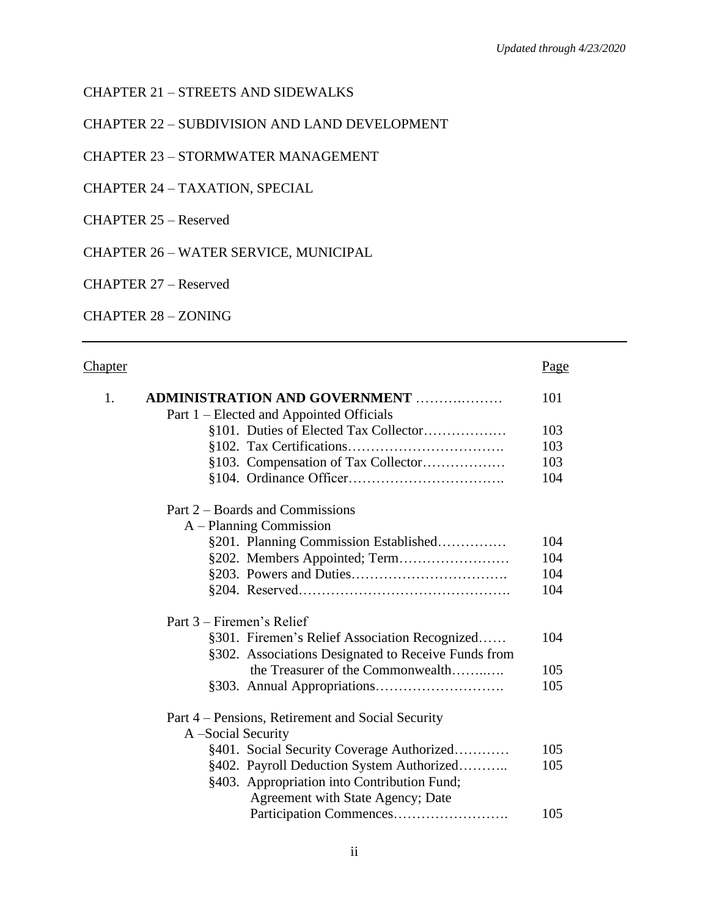CHAPTER 21 – STREETS AND SIDEWALKS

CHAPTER 22 – SUBDIVISION AND LAND DEVELOPMENT

CHAPTER 23 – STORMWATER MANAGEMENT

CHAPTER 24 – TAXATION, SPECIAL

CHAPTER 25 – Reserved

CHAPTER 26 – WATER SERVICE, MUNICIPAL

CHAPTER 27 – Reserved

CHAPTER 28 – ZONING

---

| Chapter | | Page |
|---|---|---|
| 1. | **ADMINISTRATION AND GOVERNMENT** ………………… | 101 |
| | Part 1 – Elected and Appointed Officials | |
| | §101. Duties of Elected Tax Collector……………… | 103 |
| | §102. Tax Certifications……………………………. | 103 |
| | §103. Compensation of Tax Collector……………… | 103 |
| | §104. Ordinance Officer……………………………. | 104 |
| | Part 2 – Boards and Commissions | |
| | A – Planning Commission | |
| | §201. Planning Commission Established…………… | 104 |
| | §202. Members Appointed; Term…………………… | 104 |
| | §203. Powers and Duties……………………………. | 104 |
| | §204. Reserved………………………………………. | 104 |
| | Part 3 – Firemen's Relief | |
| | §301. Firemen's Relief Association Recognized…… | 104 |
| | §302. Associations Designated to Receive Funds from the Treasurer of the Commonwealth………. | 105 |
| | §303. Annual Appropriations………………………. | 105 |
| | Part 4 – Pensions, Retirement and Social Security | |
| | A –Social Security | |
| | §401. Social Security Coverage Authorized………… | 105 |
| | §402. Payroll Deduction System Authorized……….. | 105 |
| | §403. Appropriation into Contribution Fund; Agreement with State Agency; Date Participation Commences……………………. | 105 |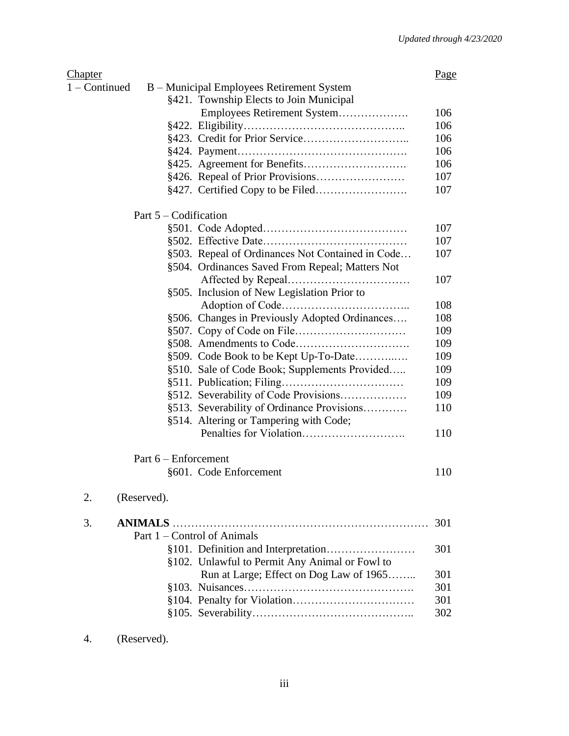| Chapter | | Page |
|---|---|---|
| 1 – Continued | B – Municipal Employees Retirement System | |
| | §421. Township Elects to Join Municipal Employees Retirement System | 106 |
| | §422. Eligibility | 106 |
| | §423. Credit for Prior Service | 106 |
| | §424. Payment | 106 |
| | §425. Agreement for Benefits | 106 |
| | §426. Repeal of Prior Provisions | 107 |
| | §427. Certified Copy to be Filed | 107 |
| | Part 5 – Codification | |
| | §501. Code Adopted | 107 |
| | §502. Effective Date | 107 |
| | §503. Repeal of Ordinances Not Contained in Code | 107 |
| | §504. Ordinances Saved From Repeal; Matters Not Affected by Repeal | 107 |
| | §505. Inclusion of New Legislation Prior to Adoption of Code | 108 |
| | §506. Changes in Previously Adopted Ordinances | 108 |
| | §507. Copy of Code on File | 109 |
| | §508. Amendments to Code | 109 |
| | §509. Code Book to be Kept Up-To-Date | 109 |
| | §510. Sale of Code Book; Supplements Provided | 109 |
| | §511. Publication; Filing | 109 |
| | §512. Severability of Code Provisions | 109 |
| | §513. Severability of Ordinance Provisions | 110 |
| | §514. Altering or Tampering with Code; Penalties for Violation | 110 |
| | Part 6 – Enforcement | |
| | §601. Code Enforcement | 110 |
| 2. | (Reserved). | |
| 3. | **ANIMALS** | 301 |
| | Part 1 – Control of Animals | |
| | §101. Definition and Interpretation | 301 |
| | §102. Unlawful to Permit Any Animal or Fowl to Run at Large; Effect on Dog Law of 1965 | 301 |
| | §103. Nuisances | 301 |
| | §104. Penalty for Violation | 301 |
| | §105. Severability | 302 |
| 4. | (Reserved). | |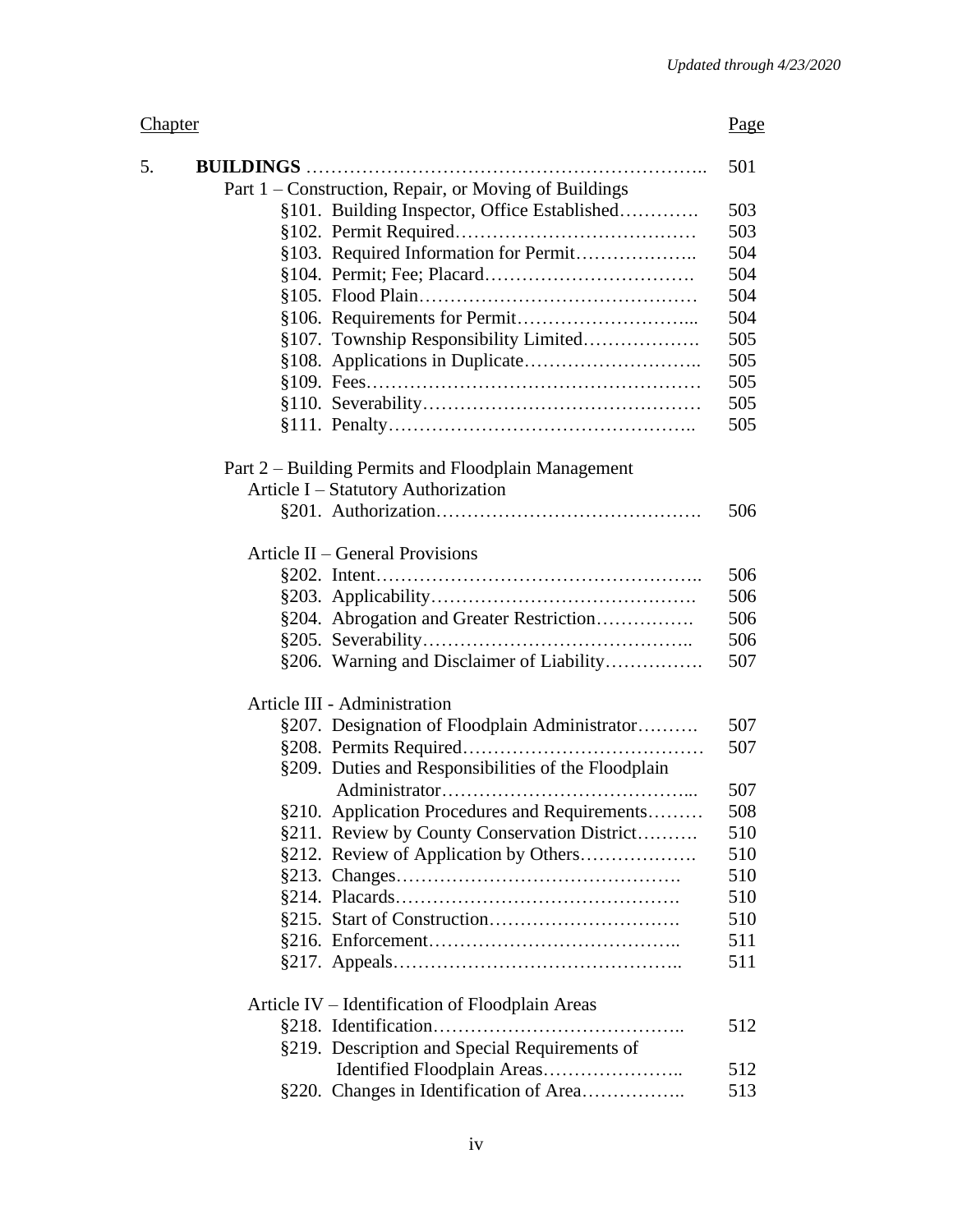| Chapter | | Page |
|---|---|---|
| 5. | **BUILDINGS** | 501 |
| | Part 1 – Construction, Repair, or Moving of Buildings | |
| | §101. Building Inspector, Office Established | 503 |
| | §102. Permit Required | 503 |
| | §103. Required Information for Permit | 504 |
| | §104. Permit; Fee; Placard | 504 |
| | §105. Flood Plain | 504 |
| | §106. Requirements for Permit | 504 |
| | §107. Township Responsibility Limited | 505 |
| | §108. Applications in Duplicate | 505 |
| | §109. Fees | 505 |
| | §110. Severability | 505 |
| | §111. Penalty | 505 |
| | Part 2 – Building Permits and Floodplain Management | |
| | Article I – Statutory Authorization | |
| | §201. Authorization | 506 |
| | Article II – General Provisions | |
| | §202. Intent | 506 |
| | §203. Applicability | 506 |
| | §204. Abrogation and Greater Restriction | 506 |
| | §205. Severability | 506 |
| | §206. Warning and Disclaimer of Liability | 507 |
| | Article III - Administration | |
| | §207. Designation of Floodplain Administrator | 507 |
| | §208. Permits Required | 507 |
| | §209. Duties and Responsibilities of the Floodplain Administrator | 507 |
| | §210. Application Procedures and Requirements | 508 |
| | §211. Review by County Conservation District | 510 |
| | §212. Review of Application by Others | 510 |
| | §213. Changes | 510 |
| | §214. Placards | 510 |
| | §215. Start of Construction | 510 |
| | §216. Enforcement | 511 |
| | §217. Appeals | 511 |
| | Article IV – Identification of Floodplain Areas | |
| | §218. Identification | 512 |
| | §219. Description and Special Requirements of Identified Floodplain Areas | 512 |
| | §220. Changes in Identification of Area | 513 |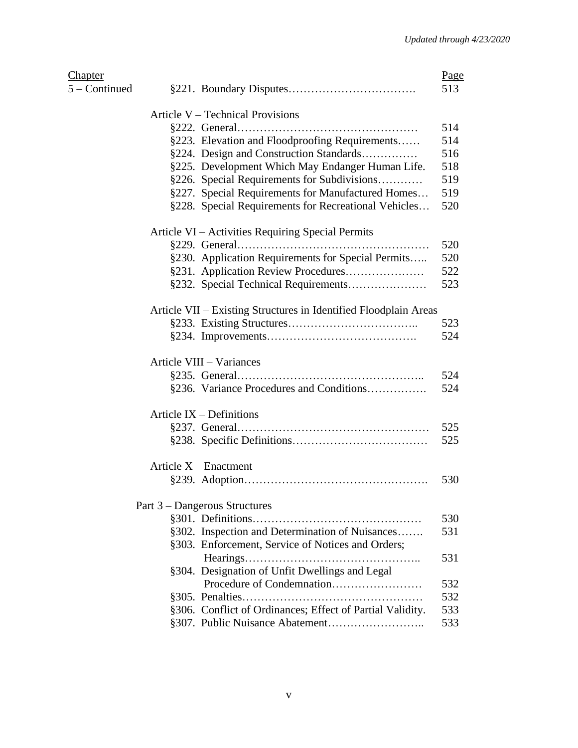| Chapter | | Page |
|---|---|---|
| 5 – Continued | §221. Boundary Disputes | 513 |
| | **Article V – Technical Provisions** | |
| | §222. General | 514 |
| | §223. Elevation and Floodproofing Requirements | 514 |
| | §224. Design and Construction Standards | 516 |
| | §225. Development Which May Endanger Human Life. | 518 |
| | §226. Special Requirements for Subdivisions | 519 |
| | §227. Special Requirements for Manufactured Homes | 519 |
| | §228. Special Requirements for Recreational Vehicles | 520 |
| | **Article VI – Activities Requiring Special Permits** | |
| | §229. General | 520 |
| | §230. Application Requirements for Special Permits | 520 |
| | §231. Application Review Procedures | 522 |
| | §232. Special Technical Requirements | 523 |
| | **Article VII – Existing Structures in Identified Floodplain Areas** | |
| | §233. Existing Structures | 523 |
| | §234. Improvements | 524 |
| | **Article VIII – Variances** | |
| | §235. General | 524 |
| | §236. Variance Procedures and Conditions | 524 |
| | **Article IX – Definitions** | |
| | §237. General | 525 |
| | §238. Specific Definitions | 525 |
| | **Article X – Enactment** | |
| | §239. Adoption | 530 |
| | **Part 3 – Dangerous Structures** | |
| | §301. Definitions | 530 |
| | §302. Inspection and Determination of Nuisances | 531 |
| | §303. Enforcement, Service of Notices and Orders; Hearings | 531 |
| | §304. Designation of Unfit Dwellings and Legal Procedure of Condemnation | 532 |
| | §305. Penalties | 532 |
| | §306. Conflict of Ordinances; Effect of Partial Validity. | 533 |
| | §307. Public Nuisance Abatement | 533 |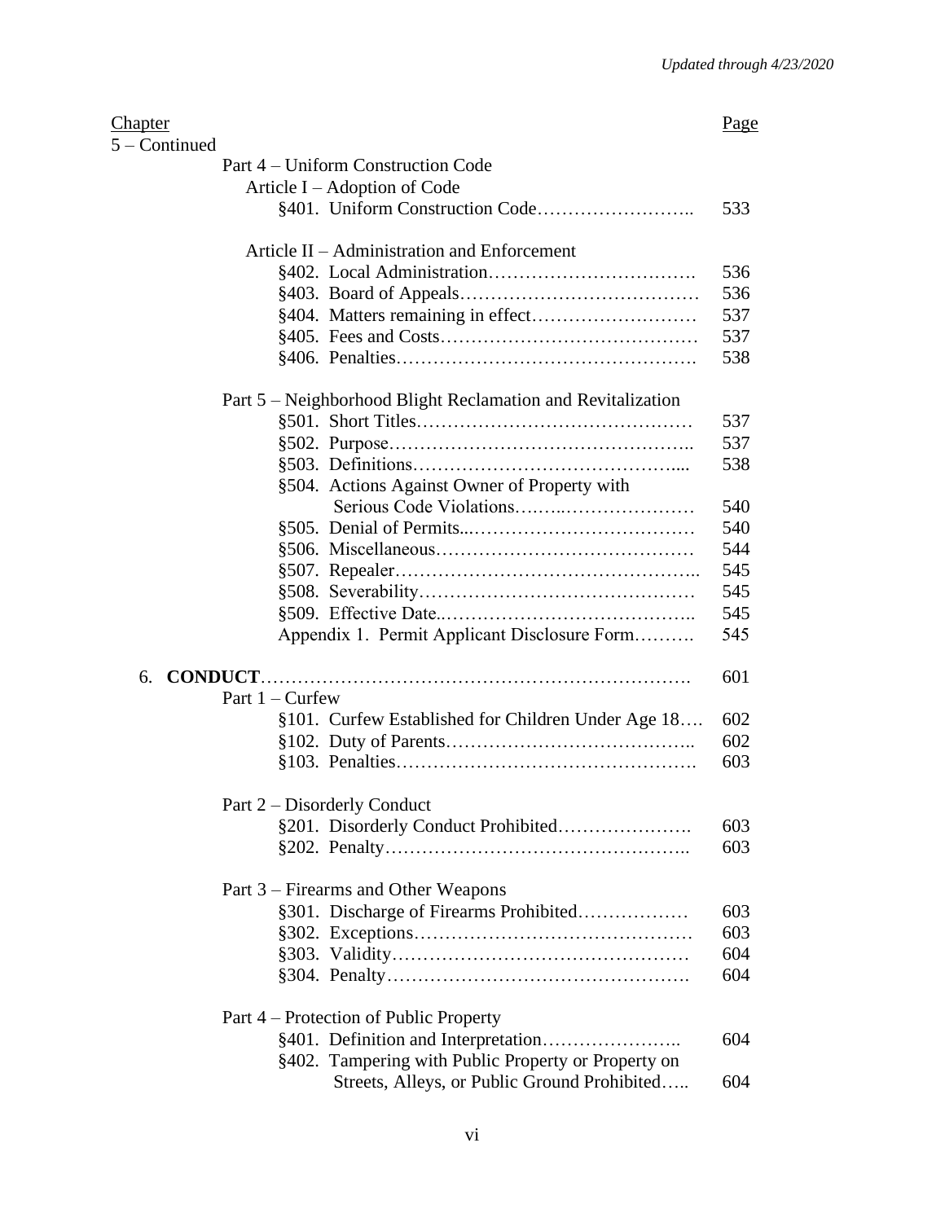| Chapter | Page |
|---|---|
| 5 – Continued | |
| Part 4 – Uniform Construction Code | |
| Article I – Adoption of Code | |
| §401. Uniform Construction Code | 533 |
| Article II – Administration and Enforcement | |
| §402. Local Administration | 536 |
| §403. Board of Appeals | 536 |
| §404. Matters remaining in effect | 537 |
| §405. Fees and Costs | 537 |
| §406. Penalties | 538 |
| Part 5 – Neighborhood Blight Reclamation and Revitalization | |
| §501. Short Titles | 537 |
| §502. Purpose | 537 |
| §503. Definitions | 538 |
| §504. Actions Against Owner of Property with Serious Code Violations | 540 |
| §505. Denial of Permits | 540 |
| §506. Miscellaneous | 544 |
| §507. Repealer | 545 |
| §508. Severability | 545 |
| §509. Effective Date | 545 |
| Appendix 1. Permit Applicant Disclosure Form | 545 |
| 6. **CONDUCT** | 601 |
| Part 1 – Curfew | |
| §101. Curfew Established for Children Under Age 18 | 602 |
| §102. Duty of Parents | 602 |
| §103. Penalties | 603 |
| Part 2 – Disorderly Conduct | |
| §201. Disorderly Conduct Prohibited | 603 |
| §202. Penalty | 603 |
| Part 3 – Firearms and Other Weapons | |
| §301. Discharge of Firearms Prohibited | 603 |
| §302. Exceptions | 603 |
| §303. Validity | 604 |
| §304. Penalty | 604 |
| Part 4 – Protection of Public Property | |
| §401. Definition and Interpretation | 604 |
| §402. Tampering with Public Property or Property on Streets, Alleys, or Public Ground Prohibited | 604 |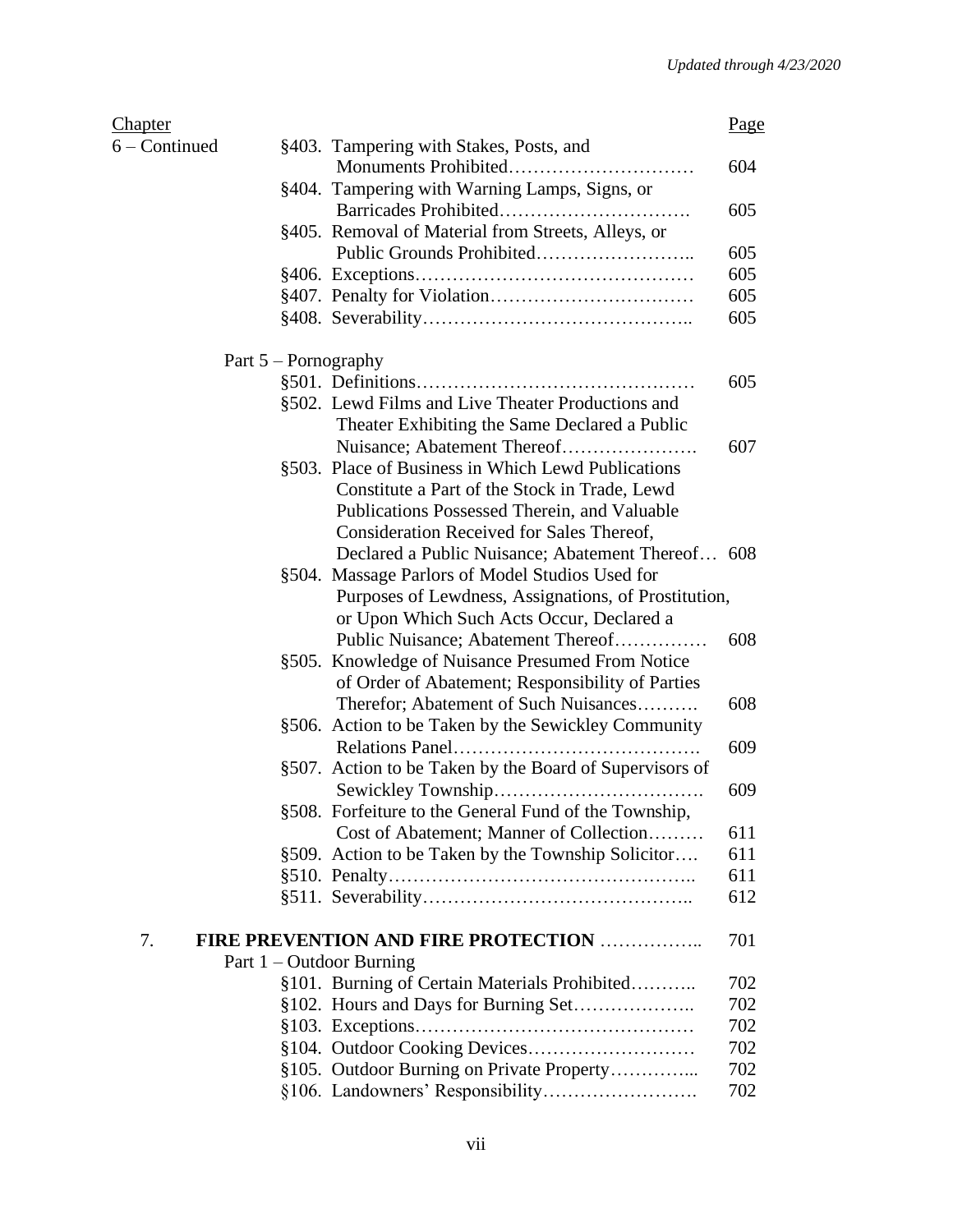| Chapter | | Page |
|---|---|---|
| 6 – Continued | §403. Tampering with Stakes, Posts, and Monuments Prohibited | 604 |
| | §404. Tampering with Warning Lamps, Signs, or Barricades Prohibited | 605 |
| | §405. Removal of Material from Streets, Alleys, or Public Grounds Prohibited | 605 |
| | §406. Exceptions | 605 |
| | §407. Penalty for Violation | 605 |
| | §408. Severability | 605 |
| | Part 5 – Pornography | |
| | §501. Definitions | 605 |
| | §502. Lewd Films and Live Theater Productions and Theater Exhibiting the Same Declared a Public Nuisance; Abatement Thereof | 607 |
| | §503. Place of Business in Which Lewd Publications Constitute a Part of the Stock in Trade, Lewd Publications Possessed Therein, and Valuable Consideration Received for Sales Thereof, Declared a Public Nuisance; Abatement Thereof | 608 |
| | §504. Massage Parlors of Model Studios Used for Purposes of Lewdness, Assignations, of Prostitution, or Upon Which Such Acts Occur, Declared a Public Nuisance; Abatement Thereof | 608 |
| | §505. Knowledge of Nuisance Presumed From Notice of Order of Abatement; Responsibility of Parties Therefor; Abatement of Such Nuisances | 608 |
| | §506. Action to be Taken by the Sewickley Community Relations Panel | 609 |
| | §507. Action to be Taken by the Board of Supervisors of Sewickley Township | 609 |
| | §508. Forfeiture to the General Fund of the Township, Cost of Abatement; Manner of Collection | 611 |
| | §509. Action to be Taken by the Township Solicitor | 611 |
| | §510. Penalty | 611 |
| | §511. Severability | 612 |
| 7. | **FIRE PREVENTION AND FIRE PROTECTION** | 701 |
| | Part 1 – Outdoor Burning | |
| | §101. Burning of Certain Materials Prohibited | 702 |
| | §102. Hours and Days for Burning Set | 702 |
| | §103. Exceptions | 702 |
| | §104. Outdoor Cooking Devices | 702 |
| | §105. Outdoor Burning on Private Property | 702 |
| | §106. Landowners' Responsibility | 702 |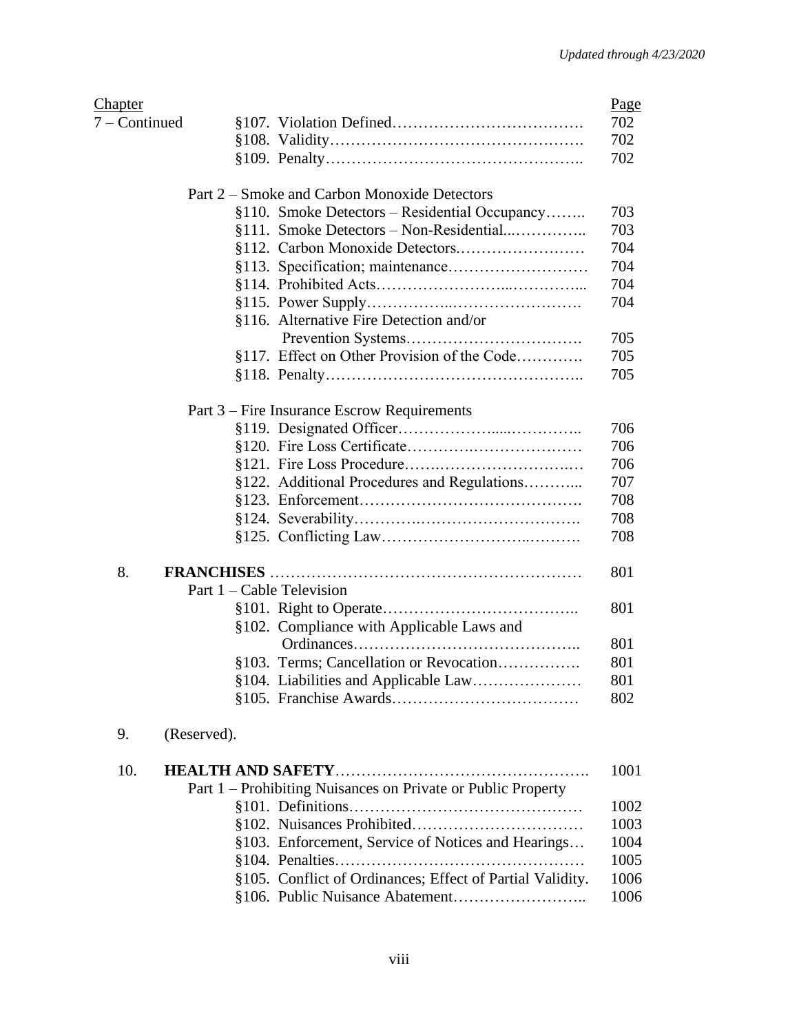| Chapter | | Page |
|---|---|---|
| 7 – Continued | §107. Violation Defined | 702 |
| | §108. Validity | 702 |
| | §109. Penalty | 702 |
| | | |
| | Part 2 – Smoke and Carbon Monoxide Detectors | |
| | §110. Smoke Detectors – Residential Occupancy | 703 |
| | §111. Smoke Detectors – Non-Residential | 703 |
| | §112. Carbon Monoxide Detectors | 704 |
| | §113. Specification; maintenance | 704 |
| | §114. Prohibited Acts | 704 |
| | §115. Power Supply | 704 |
| | §116. Alternative Fire Detection and/or Prevention Systems | 705 |
| | §117. Effect on Other Provision of the Code | 705 |
| | §118. Penalty | 705 |
| | | |
| | Part 3 – Fire Insurance Escrow Requirements | |
| | §119. Designated Officer | 706 |
| | §120. Fire Loss Certificate | 706 |
| | §121. Fire Loss Procedure | 706 |
| | §122. Additional Procedures and Regulations | 707 |
| | §123. Enforcement | 708 |
| | §124. Severability | 708 |
| | §125. Conflicting Law | 708 |
| | | |
| 8. | **FRANCHISES** | 801 |
| | Part 1 – Cable Television | |
| | §101. Right to Operate | 801 |
| | §102. Compliance with Applicable Laws and Ordinances | 801 |
| | §103. Terms; Cancellation or Revocation | 801 |
| | §104. Liabilities and Applicable Law | 801 |
| | §105. Franchise Awards | 802 |
| | | |
| 9. | (Reserved). | |
| | | |
| 10. | **HEALTH AND SAFETY** | 1001 |
| | Part 1 – Prohibiting Nuisances on Private or Public Property | |
| | §101. Definitions | 1002 |
| | §102. Nuisances Prohibited | 1003 |
| | §103. Enforcement, Service of Notices and Hearings | 1004 |
| | §104. Penalties | 1005 |
| | §105. Conflict of Ordinances; Effect of Partial Validity. | 1006 |
| | §106. Public Nuisance Abatement | 1006 |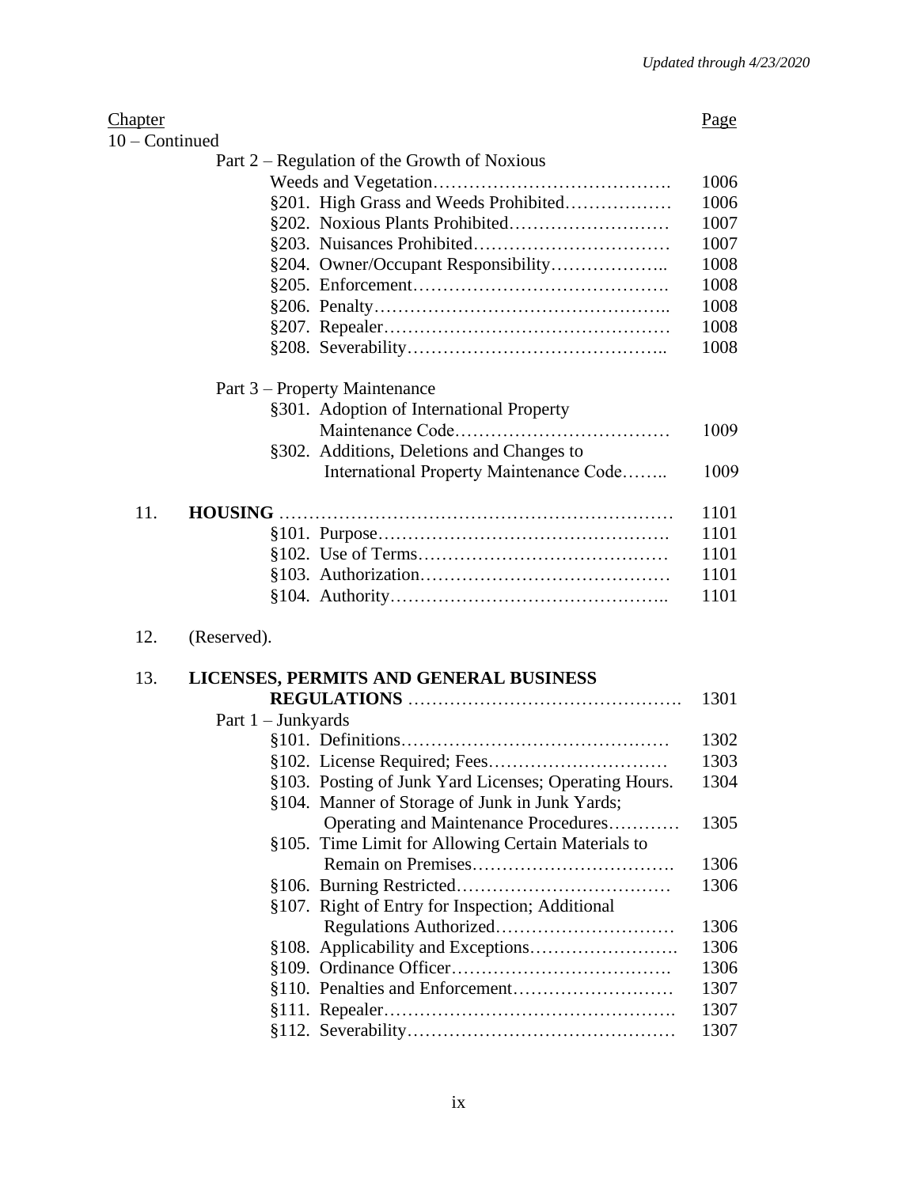| Chapter | | Page |
|---|---|---|
| 10 – Continued | | |
| | Part 2 – Regulation of the Growth of Noxious Weeds and Vegetation | 1006 |
| | §201. High Grass and Weeds Prohibited | 1006 |
| | §202. Noxious Plants Prohibited | 1007 |
| | §203. Nuisances Prohibited | 1007 |
| | §204. Owner/Occupant Responsibility | 1008 |
| | §205. Enforcement | 1008 |
| | §206. Penalty | 1008 |
| | §207. Repealer | 1008 |
| | §208. Severability | 1008 |
| | Part 3 – Property Maintenance | |
| | §301. Adoption of International Property Maintenance Code | 1009 |
| | §302. Additions, Deletions and Changes to International Property Maintenance Code | 1009 |
| 11. | **HOUSING** | 1101 |
| | §101. Purpose | 1101 |
| | §102. Use of Terms | 1101 |
| | §103. Authorization | 1101 |
| | §104. Authority | 1101 |
| 12. | (Reserved). | |
| 13. | **LICENSES, PERMITS AND GENERAL BUSINESS REGULATIONS** | 1301 |
| | Part 1 – Junkyards | |
| | §101. Definitions | 1302 |
| | §102. License Required; Fees | 1303 |
| | §103. Posting of Junk Yard Licenses; Operating Hours. | 1304 |
| | §104. Manner of Storage of Junk in Junk Yards; Operating and Maintenance Procedures | 1305 |
| | §105. Time Limit for Allowing Certain Materials to Remain on Premises | 1306 |
| | §106. Burning Restricted | 1306 |
| | §107. Right of Entry for Inspection; Additional Regulations Authorized | 1306 |
| | §108. Applicability and Exceptions | 1306 |
| | §109. Ordinance Officer | 1306 |
| | §110. Penalties and Enforcement | 1307 |
| | §111. Repealer | 1307 |
| | §112. Severability | 1307 |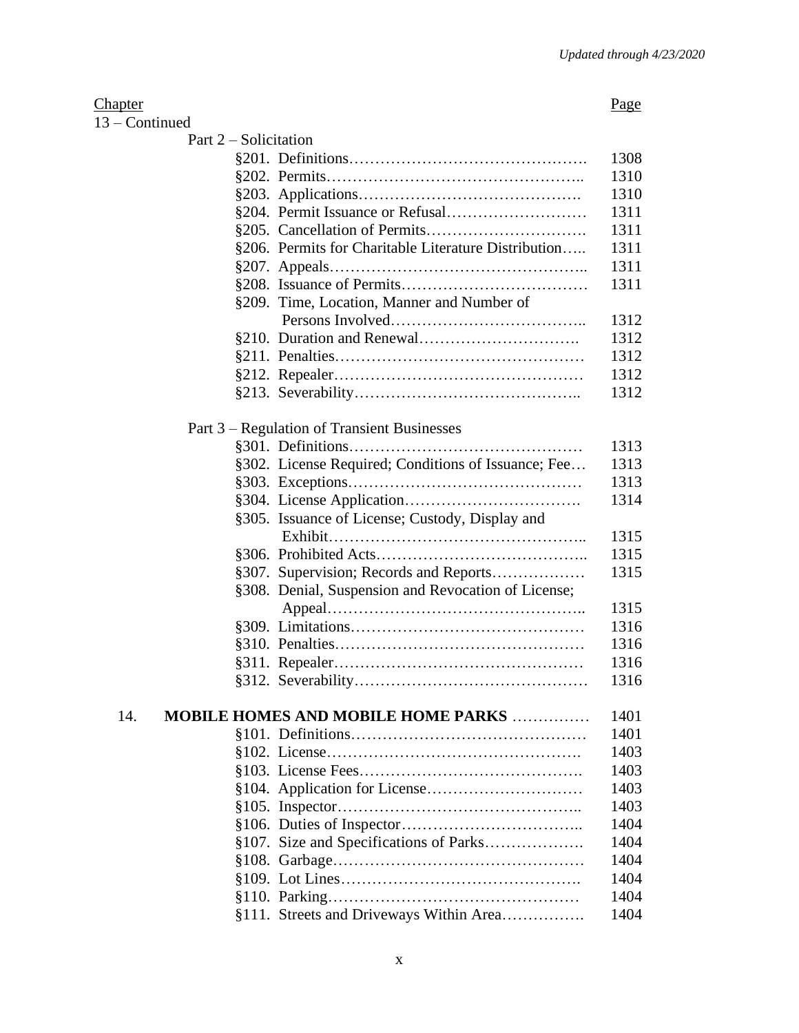| Chapter | | Page |
|---|---|---|
| 13 – Continued | | |
| | Part 2 – Solicitation | |
| | §201. Definitions | 1308 |
| | §202. Permits | 1310 |
| | §203. Applications | 1310 |
| | §204. Permit Issuance or Refusal | 1311 |
| | §205. Cancellation of Permits | 1311 |
| | §206. Permits for Charitable Literature Distribution | 1311 |
| | §207. Appeals | 1311 |
| | §208. Issuance of Permits | 1311 |
| | §209. Time, Location, Manner and Number of Persons Involved | 1312 |
| | §210. Duration and Renewal | 1312 |
| | §211. Penalties | 1312 |
| | §212. Repealer | 1312 |
| | §213. Severability | 1312 |
| | Part 3 – Regulation of Transient Businesses | |
| | §301. Definitions | 1313 |
| | §302. License Required; Conditions of Issuance; Fee | 1313 |
| | §303. Exceptions | 1313 |
| | §304. License Application | 1314 |
| | §305. Issuance of License; Custody, Display and Exhibit | 1315 |
| | §306. Prohibited Acts | 1315 |
| | §307. Supervision; Records and Reports | 1315 |
| | §308. Denial, Suspension and Revocation of License; Appeal | 1315 |
| | §309. Limitations | 1316 |
| | §310. Penalties | 1316 |
| | §311. Repealer | 1316 |
| | §312. Severability | 1316 |
| 14. | **MOBILE HOMES AND MOBILE HOME PARKS** | 1401 |
| | §101. Definitions | 1401 |
| | §102. License | 1403 |
| | §103. License Fees | 1403 |
| | §104. Application for License | 1403 |
| | §105. Inspector | 1403 |
| | §106. Duties of Inspector | 1404 |
| | §107. Size and Specifications of Parks | 1404 |
| | §108. Garbage | 1404 |
| | §109. Lot Lines | 1404 |
| | §110. Parking | 1404 |
| | §111. Streets and Driveways Within Area | 1404 |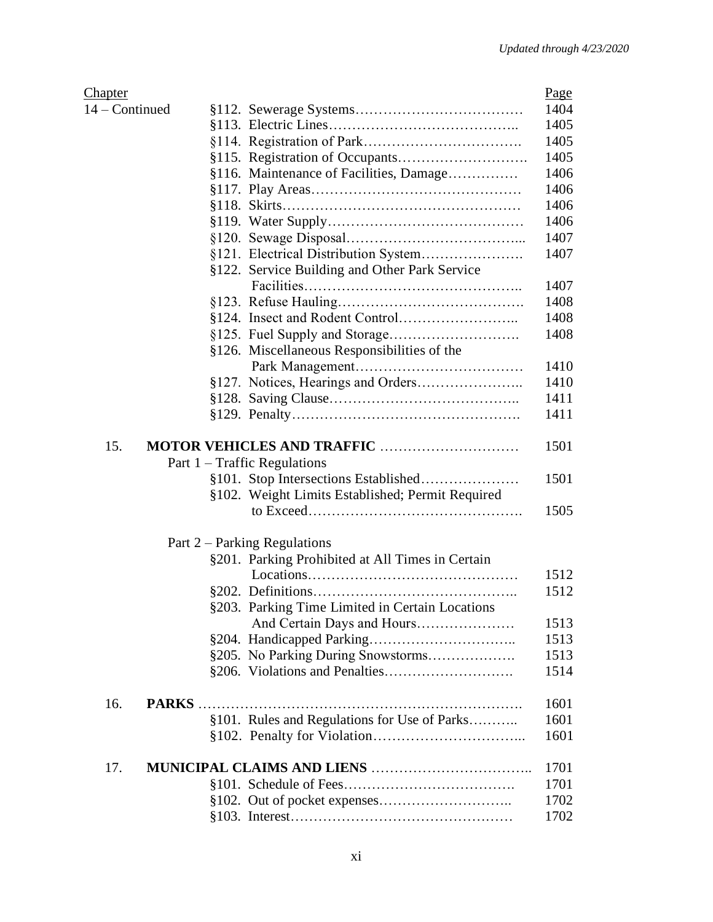| Chapter | | Page |
|---|---|---|
| 14 – Continued | §112. Sewerage Systems | 1404 |
| | §113. Electric Lines | 1405 |
| | §114. Registration of Park | 1405 |
| | §115. Registration of Occupants | 1405 |
| | §116. Maintenance of Facilities, Damage | 1406 |
| | §117. Play Areas | 1406 |
| | §118. Skirts | 1406 |
| | §119. Water Supply | 1406 |
| | §120. Sewage Disposal | 1407 |
| | §121. Electrical Distribution System | 1407 |
| | §122. Service Building and Other Park Service Facilities | 1407 |
| | §123. Refuse Hauling | 1408 |
| | §124. Insect and Rodent Control | 1408 |
| | §125. Fuel Supply and Storage | 1408 |
| | §126. Miscellaneous Responsibilities of the Park Management | 1410 |
| | §127. Notices, Hearings and Orders | 1410 |
| | §128. Saving Clause | 1411 |
| | §129. Penalty | 1411 |
| 15. | **MOTOR VEHICLES AND TRAFFIC** | 1501 |
| | Part 1 – Traffic Regulations | |
| | §101. Stop Intersections Established | 1501 |
| | §102. Weight Limits Established; Permit Required to Exceed | 1505 |
| | Part 2 – Parking Regulations | |
| | §201. Parking Prohibited at All Times in Certain Locations | 1512 |
| | §202. Definitions | 1512 |
| | §203. Parking Time Limited in Certain Locations And Certain Days and Hours | 1513 |
| | §204. Handicapped Parking | 1513 |
| | §205. No Parking During Snowstorms | 1513 |
| | §206. Violations and Penalties | 1514 |
| 16. | **PARKS** | 1601 |
| | §101. Rules and Regulations for Use of Parks | 1601 |
| | §102. Penalty for Violation | 1601 |
| 17. | **MUNICIPAL CLAIMS AND LIENS** | 1701 |
| | §101. Schedule of Fees | 1701 |
| | §102. Out of pocket expenses | 1702 |
| | §103. Interest | 1702 |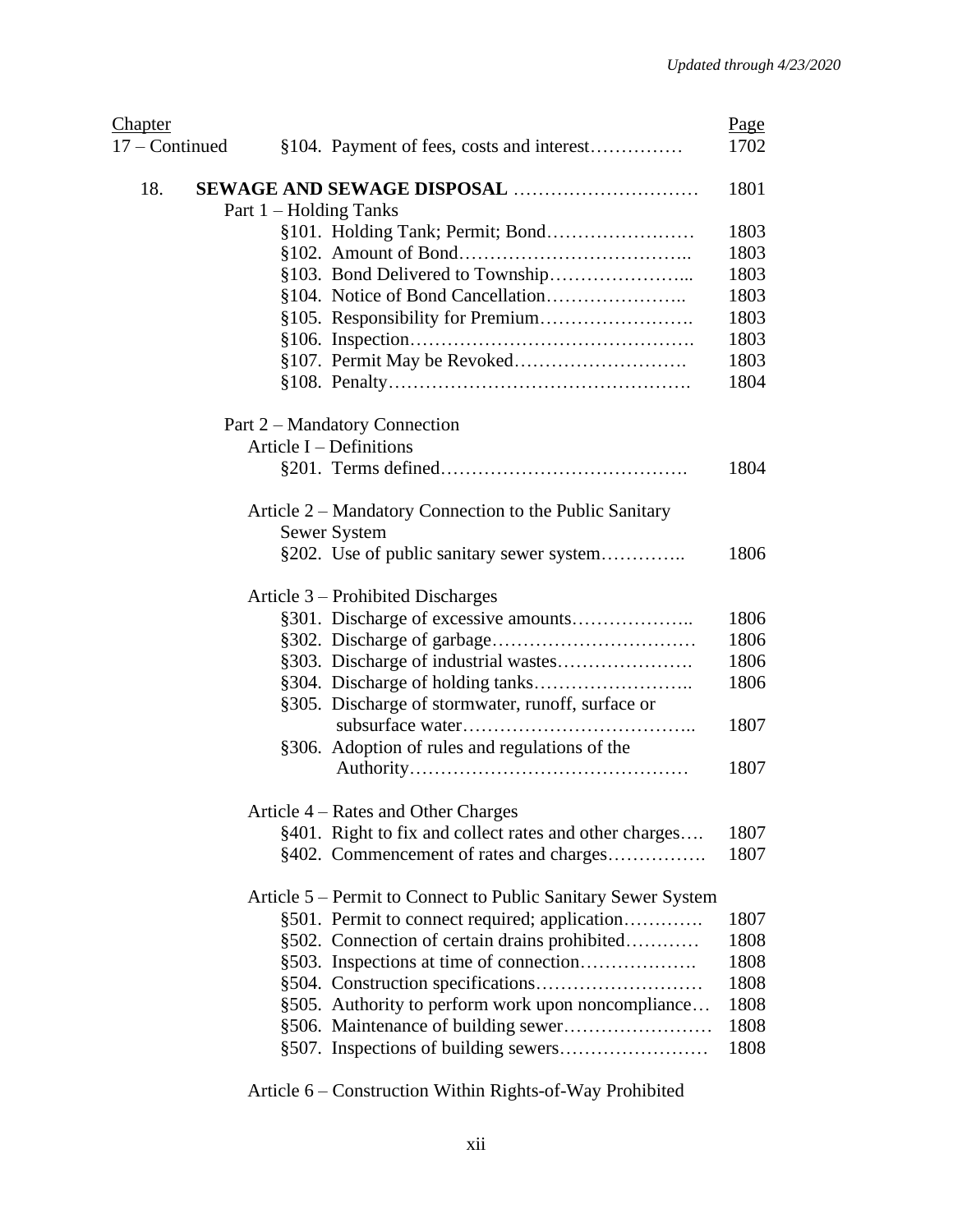| Chapter | | Page |
|---|---|---|
| 17 – Continued | §104. Payment of fees, costs and interest | 1702 |
| | | |
| 18. | **SEWAGE AND SEWAGE DISPOSAL** | 1801 |
| | Part 1 – Holding Tanks | |
| | §101. Holding Tank; Permit; Bond | 1803 |
| | §102. Amount of Bond | 1803 |
| | §103. Bond Delivered to Township | 1803 |
| | §104. Notice of Bond Cancellation | 1803 |
| | §105. Responsibility for Premium | 1803 |
| | §106. Inspection | 1803 |
| | §107. Permit May be Revoked | 1803 |
| | §108. Penalty | 1804 |
| | | |
| | Part 2 – Mandatory Connection | |
| | Article I – Definitions | |
| | §201. Terms defined | 1804 |
| | | |
| | Article 2 – Mandatory Connection to the Public Sanitary Sewer System | |
| | §202. Use of public sanitary sewer system | 1806 |
| | | |
| | Article 3 – Prohibited Discharges | |
| | §301. Discharge of excessive amounts | 1806 |
| | §302. Discharge of garbage | 1806 |
| | §303. Discharge of industrial wastes | 1806 |
| | §304. Discharge of holding tanks | 1806 |
| | §305. Discharge of stormwater, runoff, surface or subsurface water | 1807 |
| | §306. Adoption of rules and regulations of the Authority | 1807 |
| | | |
| | Article 4 – Rates and Other Charges | |
| | §401. Right to fix and collect rates and other charges | 1807 |
| | §402. Commencement of rates and charges | 1807 |
| | | |
| | Article 5 – Permit to Connect to Public Sanitary Sewer System | |
| | §501. Permit to connect required; application | 1807 |
| | §502. Connection of certain drains prohibited | 1808 |
| | §503. Inspections at time of connection | 1808 |
| | §504. Construction specifications | 1808 |
| | §505. Authority to perform work upon noncompliance | 1808 |
| | §506. Maintenance of building sewer | 1808 |
| | §507. Inspections of building sewers | 1808 |
| | | |
| | Article 6 – Construction Within Rights-of-Way Prohibited | |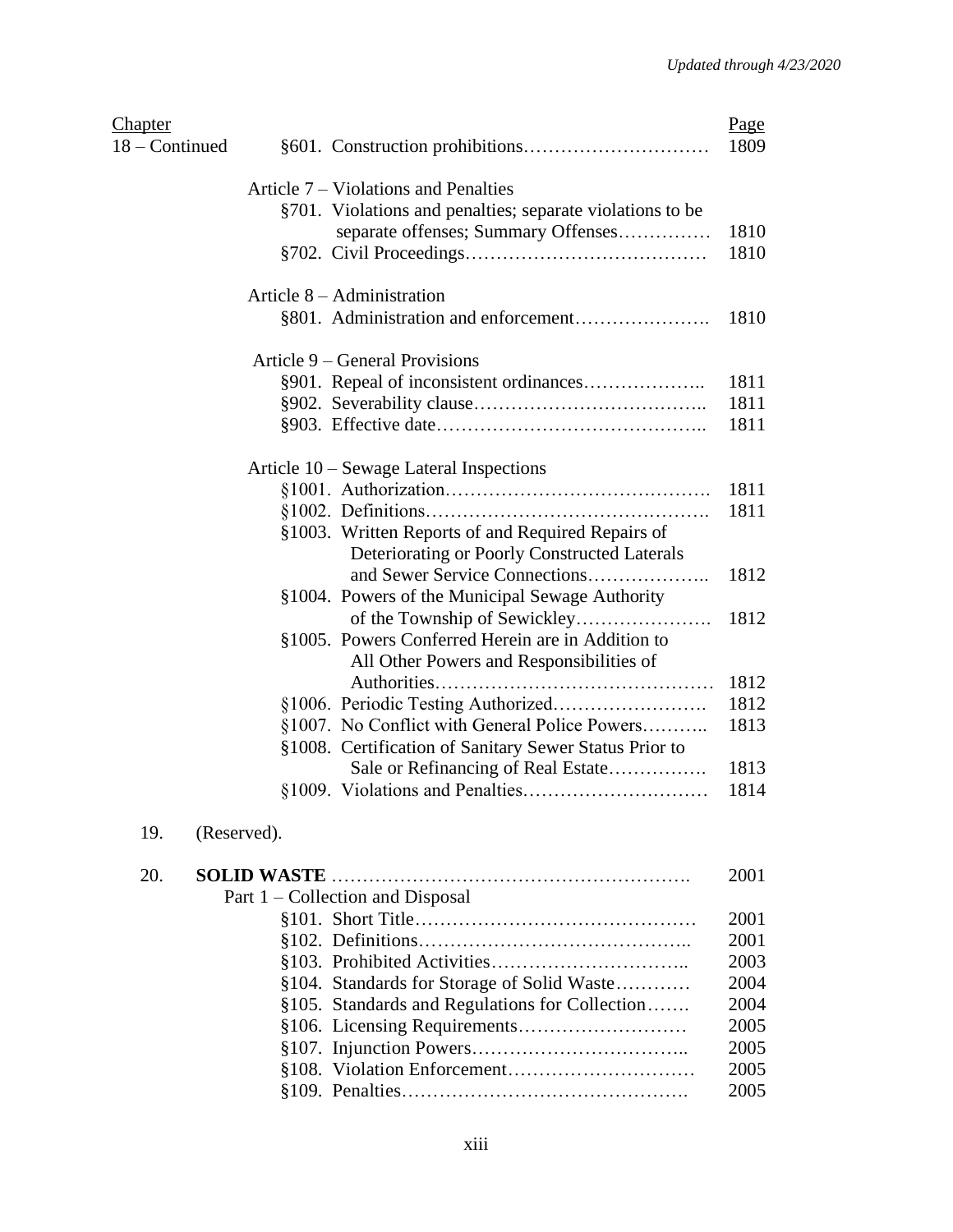| Chapter | | Page |
|---|---|---|
| 18 – Continued | §601. Construction prohibitions | 1809 |
| | Article 7 – Violations and Penalties | |
| | §701. Violations and penalties; separate violations to be separate offenses; Summary Offenses | 1810 |
| | §702. Civil Proceedings | 1810 |
| | Article 8 – Administration | |
| | §801. Administration and enforcement | 1810 |
| | Article 9 – General Provisions | |
| | §901. Repeal of inconsistent ordinances | 1811 |
| | §902. Severability clause | 1811 |
| | §903. Effective date | 1811 |
| | Article 10 – Sewage Lateral Inspections | |
| | §1001. Authorization | 1811 |
| | §1002. Definitions | 1811 |
| | §1003. Written Reports of and Required Repairs of Deteriorating or Poorly Constructed Laterals and Sewer Service Connections | 1812 |
| | §1004. Powers of the Municipal Sewage Authority of the Township of Sewickley | 1812 |
| | §1005. Powers Conferred Herein are in Addition to All Other Powers and Responsibilities of Authorities | 1812 |
| | §1006. Periodic Testing Authorized | 1812 |
| | §1007. No Conflict with General Police Powers | 1813 |
| | §1008. Certification of Sanitary Sewer Status Prior to Sale or Refinancing of Real Estate | 1813 |
| | §1009. Violations and Penalties | 1814 |
| 19. | (Reserved). | |
| 20. | **SOLID WASTE** | 2001 |
| | Part 1 – Collection and Disposal | |
| | §101. Short Title | 2001 |
| | §102. Definitions | 2001 |
| | §103. Prohibited Activities | 2003 |
| | §104. Standards for Storage of Solid Waste | 2004 |
| | §105. Standards and Regulations for Collection | 2004 |
| | §106. Licensing Requirements | 2005 |
| | §107. Injunction Powers | 2005 |
| | §108. Violation Enforcement | 2005 |
| | §109. Penalties | 2005 |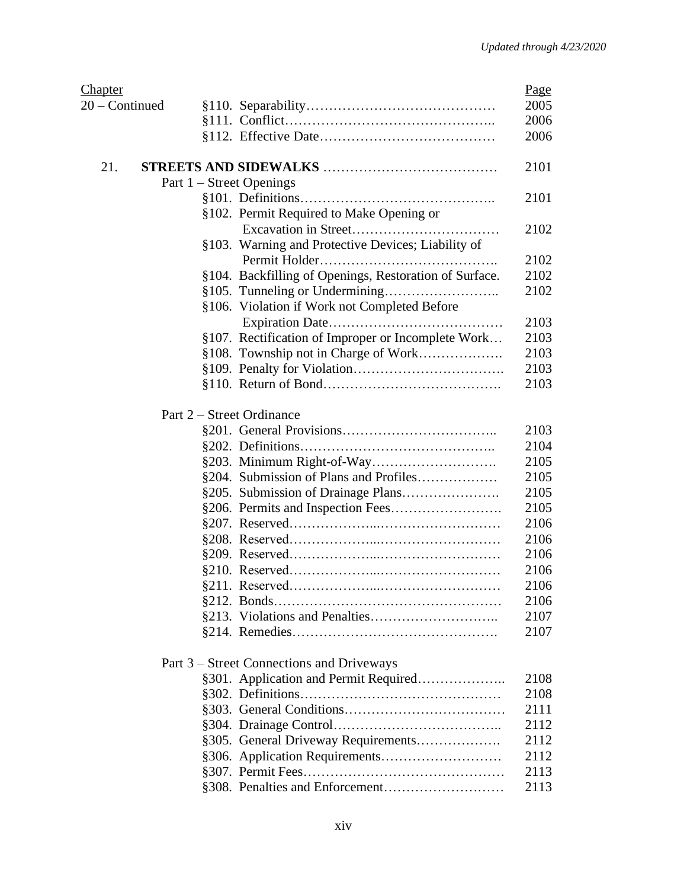| Chapter | | Page |
|---|---|---|
| 20 – Continued | §110. Separability | 2005 |
| | §111. Conflict | 2006 |
| | §112. Effective Date | 2006 |
| | | |
| 21. | **STREETS AND SIDEWALKS** | 2101 |
| | Part 1 – Street Openings | |
| | §101. Definitions | 2101 |
| | §102. Permit Required to Make Opening or Excavation in Street | 2102 |
| | §103. Warning and Protective Devices; Liability of Permit Holder | 2102 |
| | §104. Backfilling of Openings, Restoration of Surface. | 2102 |
| | §105. Tunneling or Undermining | 2102 |
| | §106. Violation if Work not Completed Before Expiration Date | 2103 |
| | §107. Rectification of Improper or Incomplete Work | 2103 |
| | §108. Township not in Charge of Work | 2103 |
| | §109. Penalty for Violation | 2103 |
| | §110. Return of Bond | 2103 |
| | | |
| | Part 2 – Street Ordinance | |
| | §201. General Provisions | 2103 |
| | §202. Definitions | 2104 |
| | §203. Minimum Right-of-Way | 2105 |
| | §204. Submission of Plans and Profiles | 2105 |
| | §205. Submission of Drainage Plans | 2105 |
| | §206. Permits and Inspection Fees | 2105 |
| | §207. Reserved | 2106 |
| | §208. Reserved | 2106 |
| | §209. Reserved | 2106 |
| | §210. Reserved | 2106 |
| | §211. Reserved | 2106 |
| | §212. Bonds | 2106 |
| | §213. Violations and Penalties | 2107 |
| | §214. Remedies | 2107 |
| | | |
| | Part 3 – Street Connections and Driveways | |
| | §301. Application and Permit Required | 2108 |
| | §302. Definitions | 2108 |
| | §303. General Conditions | 2111 |
| | §304. Drainage Control | 2112 |
| | §305. General Driveway Requirements | 2112 |
| | §306. Application Requirements | 2112 |
| | §307. Permit Fees | 2113 |
| | §308. Penalties and Enforcement | 2113 |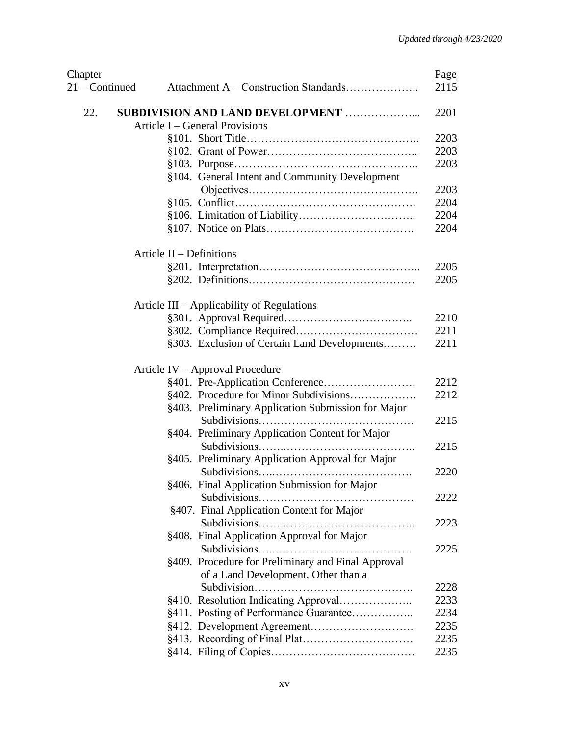| Chapter | | Page |
|---|---|---|
| 21 – Continued | Attachment A – Construction Standards | 2115 |
| | | |
| 22. | **SUBDIVISION AND LAND DEVELOPMENT** | 2201 |
| | Article I – General Provisions | |
| | §101. Short Title | 2203 |
| | §102. Grant of Power | 2203 |
| | §103. Purpose | 2203 |
| | §104. General Intent and Community Development Objectives | 2203 |
| | §105. Conflict | 2204 |
| | §106. Limitation of Liability | 2204 |
| | §107. Notice on Plats | 2204 |
| | | |
| | Article II – Definitions | |
| | §201. Interpretation | 2205 |
| | §202. Definitions | 2205 |
| | | |
| | Article III – Applicability of Regulations | |
| | §301. Approval Required | 2210 |
| | §302. Compliance Required | 2211 |
| | §303. Exclusion of Certain Land Developments | 2211 |
| | | |
| | Article IV – Approval Procedure | |
| | §401. Pre-Application Conference | 2212 |
| | §402. Procedure for Minor Subdivisions | 2212 |
| | §403. Preliminary Application Submission for Major Subdivisions | 2215 |
| | §404. Preliminary Application Content for Major Subdivisions | 2215 |
| | §405. Preliminary Application Approval for Major Subdivisions | 2220 |
| | §406. Final Application Submission for Major Subdivisions | 2222 |
| | §407. Final Application Content for Major Subdivisions | 2223 |
| | §408. Final Application Approval for Major Subdivisions | 2225 |
| | §409. Procedure for Preliminary and Final Approval of a Land Development, Other than a Subdivision | 2228 |
| | §410. Resolution Indicating Approval | 2233 |
| | §411. Posting of Performance Guarantee | 2234 |
| | §412. Development Agreement | 2235 |
| | §413. Recording of Final Plat | 2235 |
| | §414. Filing of Copies | 2235 |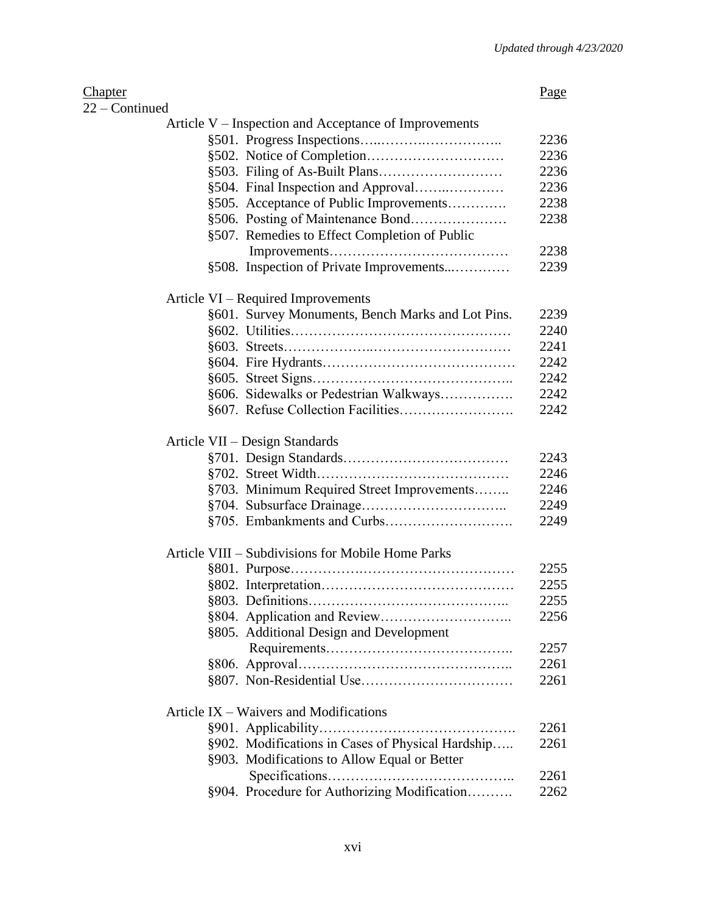| Chapter | | Page |
|---|---|---|
| 22 – Continued | | |
| | Article V – Inspection and Acceptance of Improvements | |
| | §501. Progress Inspections | 2236 |
| | §502. Notice of Completion | 2236 |
| | §503. Filing of As-Built Plans | 2236 |
| | §504. Final Inspection and Approval | 2236 |
| | §505. Acceptance of Public Improvements | 2238 |
| | §506. Posting of Maintenance Bond | 2238 |
| | §507. Remedies to Effect Completion of Public Improvements | 2238 |
| | §508. Inspection of Private Improvements | 2239 |
| | Article VI – Required Improvements | |
| | §601. Survey Monuments, Bench Marks and Lot Pins. | 2239 |
| | §602. Utilities | 2240 |
| | §603. Streets | 2241 |
| | §604. Fire Hydrants | 2242 |
| | §605. Street Signs | 2242 |
| | §606. Sidewalks or Pedestrian Walkways | 2242 |
| | §607. Refuse Collection Facilities | 2242 |
| | Article VII – Design Standards | |
| | §701. Design Standards | 2243 |
| | §702. Street Width | 2246 |
| | §703. Minimum Required Street Improvements | 2246 |
| | §704. Subsurface Drainage | 2249 |
| | §705. Embankments and Curbs | 2249 |
| | Article VIII – Subdivisions for Mobile Home Parks | |
| | §801. Purpose | 2255 |
| | §802. Interpretation | 2255 |
| | §803. Definitions | 2255 |
| | §804. Application and Review | 2256 |
| | §805. Additional Design and Development Requirements | 2257 |
| | §806. Approval | 2261 |
| | §807. Non-Residential Use | 2261 |
| | Article IX – Waivers and Modifications | |
| | §901. Applicability | 2261 |
| | §902. Modifications in Cases of Physical Hardship | 2261 |
| | §903. Modifications to Allow Equal or Better Specifications | 2261 |
| | §904. Procedure for Authorizing Modification | 2262 |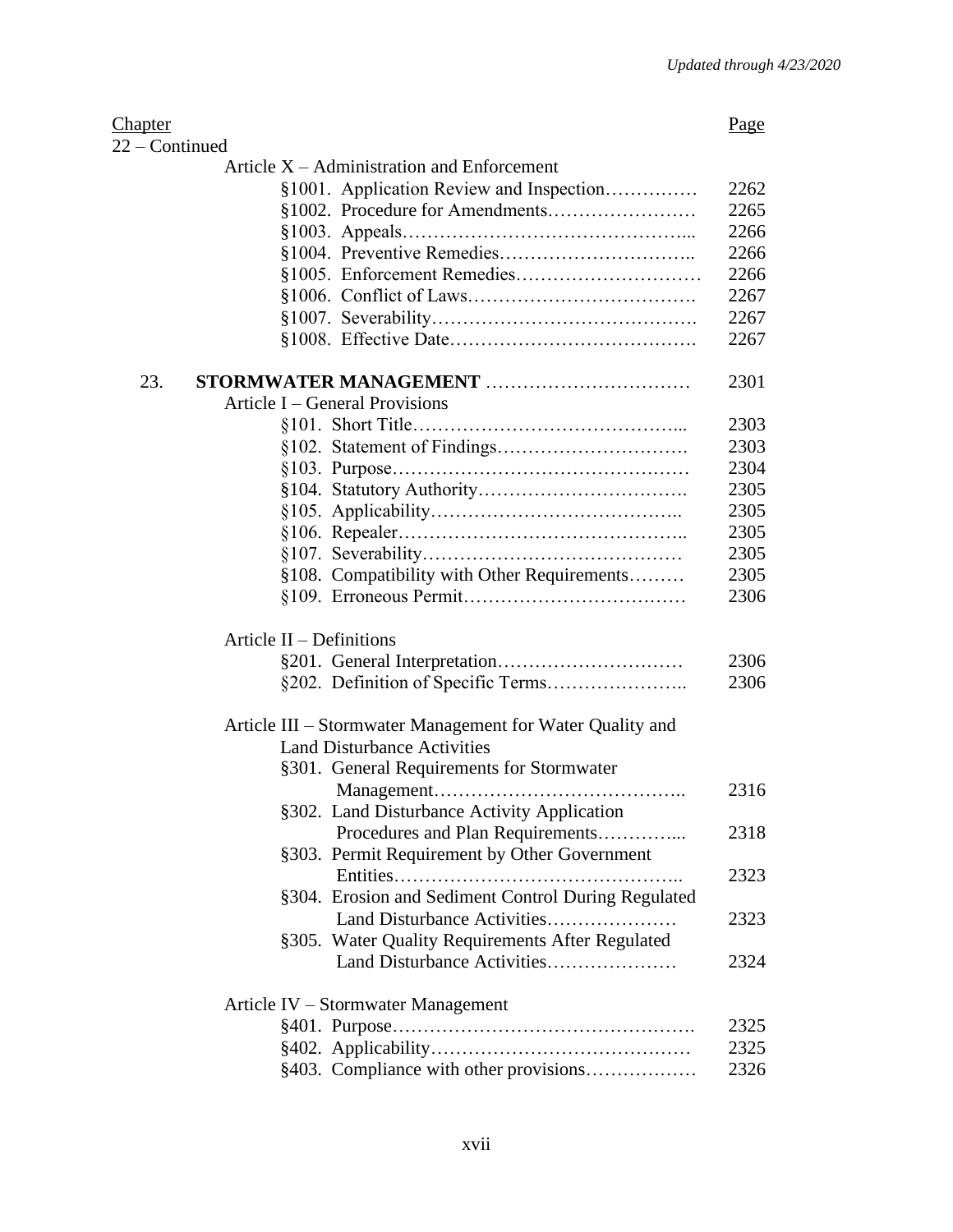| Chapter | | Page |
|---|---|---|
| 22 – Continued | | |
| | Article X – Administration and Enforcement | |
| | §1001. Application Review and Inspection | 2262 |
| | §1002. Procedure for Amendments | 2265 |
| | §1003. Appeals | 2266 |
| | §1004. Preventive Remedies | 2266 |
| | §1005. Enforcement Remedies | 2266 |
| | §1006. Conflict of Laws | 2267 |
| | §1007. Severability | 2267 |
| | §1008. Effective Date | 2267 |
| 23. | **STORMWATER MANAGEMENT** | 2301 |
| | Article I – General Provisions | |
| | §101. Short Title | 2303 |
| | §102. Statement of Findings | 2303 |
| | §103. Purpose | 2304 |
| | §104. Statutory Authority | 2305 |
| | §105. Applicability | 2305 |
| | §106. Repealer | 2305 |
| | §107. Severability | 2305 |
| | §108. Compatibility with Other Requirements | 2305 |
| | §109. Erroneous Permit | 2306 |
| | Article II – Definitions | |
| | §201. General Interpretation | 2306 |
| | §202. Definition of Specific Terms | 2306 |
| | Article III – Stormwater Management for Water Quality and Land Disturbance Activities | |
| | §301. General Requirements for Stormwater Management | 2316 |
| | §302. Land Disturbance Activity Application Procedures and Plan Requirements | 2318 |
| | §303. Permit Requirement by Other Government Entities | 2323 |
| | §304. Erosion and Sediment Control During Regulated Land Disturbance Activities | 2323 |
| | §305. Water Quality Requirements After Regulated Land Disturbance Activities | 2324 |
| | Article IV – Stormwater Management | |
| | §401. Purpose | 2325 |
| | §402. Applicability | 2325 |
| | §403. Compliance with other provisions | 2326 |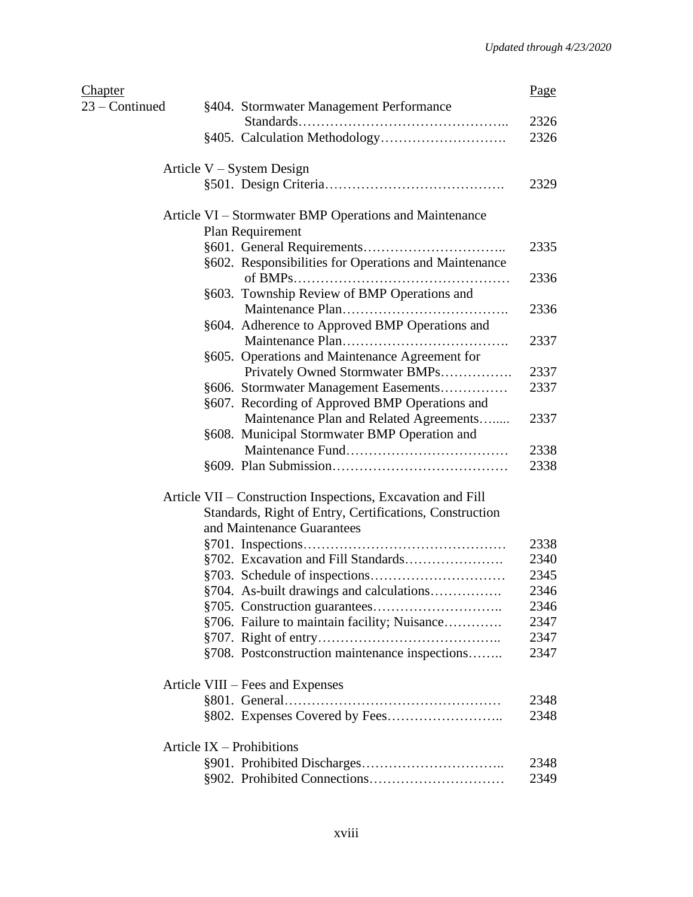| Chapter | | Page |
|---|---|---|
| 23 – Continued | §404. Stormwater Management Performance Standards | 2326 |
| | §405. Calculation Methodology | 2326 |
| | Article V – System Design | |
| | §501. Design Criteria | 2329 |
| | Article VI – Stormwater BMP Operations and Maintenance Plan Requirement | |
| | §601. General Requirements | 2335 |
| | §602. Responsibilities for Operations and Maintenance of BMPs | 2336 |
| | §603. Township Review of BMP Operations and Maintenance Plan | 2336 |
| | §604. Adherence to Approved BMP Operations and Maintenance Plan | 2337 |
| | §605. Operations and Maintenance Agreement for Privately Owned Stormwater BMPs | 2337 |
| | §606. Stormwater Management Easements | 2337 |
| | §607. Recording of Approved BMP Operations and Maintenance Plan and Related Agreements | 2337 |
| | §608. Municipal Stormwater BMP Operation and Maintenance Fund | 2338 |
| | §609. Plan Submission | 2338 |
| | Article VII – Construction Inspections, Excavation and Fill Standards, Right of Entry, Certifications, Construction and Maintenance Guarantees | |
| | §701. Inspections | 2338 |
| | §702. Excavation and Fill Standards | 2340 |
| | §703. Schedule of inspections | 2345 |
| | §704. As-built drawings and calculations | 2346 |
| | §705. Construction guarantees | 2346 |
| | §706. Failure to maintain facility; Nuisance | 2347 |
| | §707. Right of entry | 2347 |
| | §708. Postconstruction maintenance inspections | 2347 |
| | Article VIII – Fees and Expenses | |
| | §801. General | 2348 |
| | §802. Expenses Covered by Fees | 2348 |
| | Article IX – Prohibitions | |
| | §901. Prohibited Discharges | 2348 |
| | §902. Prohibited Connections | 2349 |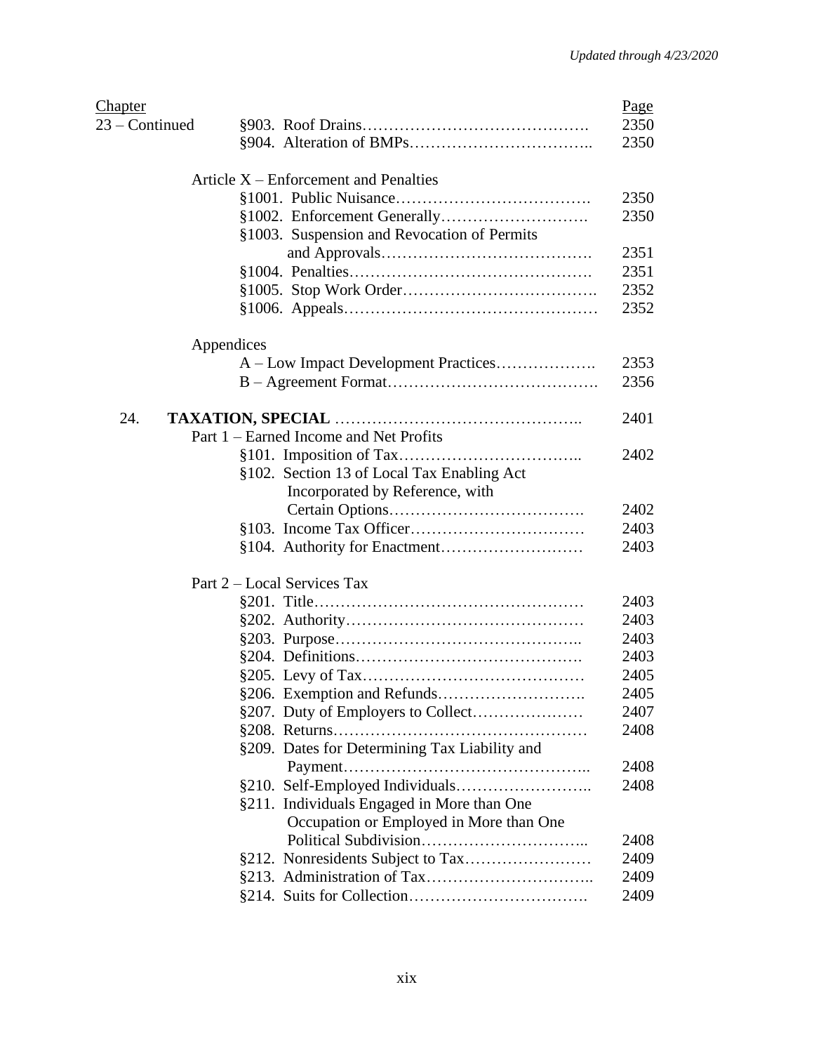| Chapter | | Page |
|---|---|---|
| 23 – Continued | §903. Roof Drains | 2350 |
| | §904. Alteration of BMPs | 2350 |
| | | |
| | Article X – Enforcement and Penalties | |
| | §1001. Public Nuisance | 2350 |
| | §1002. Enforcement Generally | 2350 |
| | §1003. Suspension and Revocation of Permits and Approvals | 2351 |
| | §1004. Penalties | 2351 |
| | §1005. Stop Work Order | 2352 |
| | §1006. Appeals | 2352 |
| | | |
| | Appendices | |
| | A – Low Impact Development Practices | 2353 |
| | B – Agreement Format | 2356 |
| | | |
| 24. | **TAXATION, SPECIAL** | 2401 |
| | Part 1 – Earned Income and Net Profits | |
| | §101. Imposition of Tax | 2402 |
| | §102. Section 13 of Local Tax Enabling Act Incorporated by Reference, with Certain Options | 2402 |
| | §103. Income Tax Officer | 2403 |
| | §104. Authority for Enactment | 2403 |
| | | |
| | Part 2 – Local Services Tax | |
| | §201. Title | 2403 |
| | §202. Authority | 2403 |
| | §203. Purpose | 2403 |
| | §204. Definitions | 2403 |
| | §205. Levy of Tax | 2405 |
| | §206. Exemption and Refunds | 2405 |
| | §207. Duty of Employers to Collect | 2407 |
| | §208. Returns | 2408 |
| | §209. Dates for Determining Tax Liability and Payment | 2408 |
| | §210. Self-Employed Individuals | 2408 |
| | §211. Individuals Engaged in More than One Occupation or Employed in More than One Political Subdivision | 2408 |
| | §212. Nonresidents Subject to Tax | 2409 |
| | §213. Administration of Tax | 2409 |
| | §214. Suits for Collection | 2409 |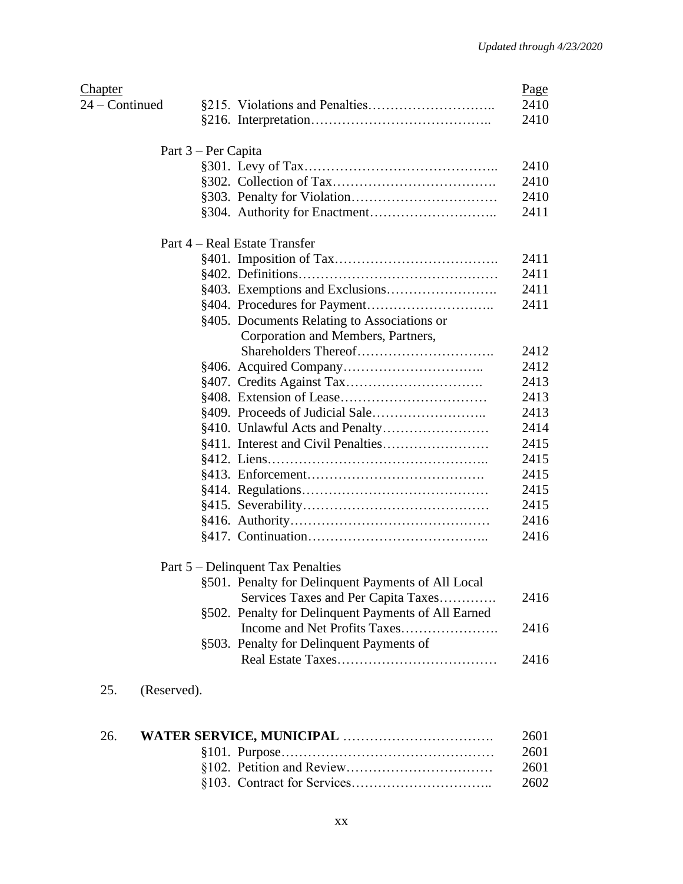*Updated through 4/23/2020*

| Chapter | | Page |
|---|---|---|
| 24 – Continued | §215. Violations and Penalties | 2410 |
| | §216. Interpretation | 2410 |
| | **Part 3 – Per Capita** | |
| | §301. Levy of Tax | 2410 |
| | §302. Collection of Tax | 2410 |
| | §303. Penalty for Violation | 2410 |
| | §304. Authority for Enactment | 2411 |
| | **Part 4 – Real Estate Transfer** | |
| | §401. Imposition of Tax | 2411 |
| | §402. Definitions | 2411 |
| | §403. Exemptions and Exclusions | 2411 |
| | §404. Procedures for Payment | 2411 |
| | §405. Documents Relating to Associations or Corporation and Members, Partners, Shareholders Thereof | 2412 |
| | §406. Acquired Company | 2412 |
| | §407. Credits Against Tax | 2413 |
| | §408. Extension of Lease | 2413 |
| | §409. Proceeds of Judicial Sale | 2413 |
| | §410. Unlawful Acts and Penalty | 2414 |
| | §411. Interest and Civil Penalties | 2415 |
| | §412. Liens | 2415 |
| | §413. Enforcement | 2415 |
| | §414. Regulations | 2415 |
| | §415. Severability | 2415 |
| | §416. Authority | 2416 |
| | §417. Continuation | 2416 |
| | **Part 5 – Delinquent Tax Penalties** | |
| | §501. Penalty for Delinquent Payments of All Local Services Taxes and Per Capita Taxes | 2416 |
| | §502. Penalty for Delinquent Payments of All Earned Income and Net Profits Taxes | 2416 |
| | §503. Penalty for Delinquent Payments of Real Estate Taxes | 2416 |
| 25. | (Reserved). | |
| 26. | **WATER SERVICE, MUNICIPAL** | 2601 |
| | §101. Purpose | 2601 |
| | §102. Petition and Review | 2601 |
| | §103. Contract for Services | 2602 |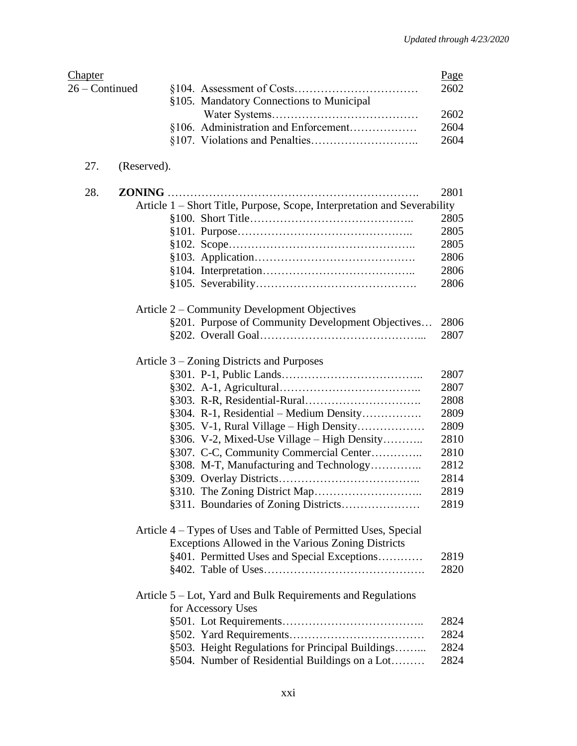| Chapter | | Page |
|---|---|---|
| 26 – Continued | §104. Assessment of Costs | 2602 |
| | §105. Mandatory Connections to Municipal Water Systems | 2602 |
| | §106. Administration and Enforcement | 2604 |
| | §107. Violations and Penalties | 2604 |
| 27. | (Reserved). | |
| 28. | **ZONING** | 2801 |
| | Article 1 – Short Title, Purpose, Scope, Interpretation and Severability | |
| | §100. Short Title | 2805 |
| | §101. Purpose | 2805 |
| | §102. Scope | 2805 |
| | §103. Application | 2806 |
| | §104. Interpretation | 2806 |
| | §105. Severability | 2806 |
| | Article 2 – Community Development Objectives | |
| | §201. Purpose of Community Development Objectives | 2806 |
| | §202. Overall Goal | 2807 |
| | Article 3 – Zoning Districts and Purposes | |
| | §301. P-1, Public Lands | 2807 |
| | §302. A-1, Agricultural | 2807 |
| | §303. R-R, Residential-Rural | 2808 |
| | §304. R-1, Residential – Medium Density | 2809 |
| | §305. V-1, Rural Village – High Density | 2809 |
| | §306. V-2, Mixed-Use Village – High Density | 2810 |
| | §307. C-C, Community Commercial Center | 2810 |
| | §308. M-T, Manufacturing and Technology | 2812 |
| | §309. Overlay Districts | 2814 |
| | §310. The Zoning District Map | 2819 |
| | §311. Boundaries of Zoning Districts | 2819 |
| | Article 4 – Types of Uses and Table of Permitted Uses, Special Exceptions Allowed in the Various Zoning Districts | |
| | §401. Permitted Uses and Special Exceptions | 2819 |
| | §402. Table of Uses | 2820 |
| | Article 5 – Lot, Yard and Bulk Requirements and Regulations for Accessory Uses | |
| | §501. Lot Requirements | 2824 |
| | §502. Yard Requirements | 2824 |
| | §503. Height Regulations for Principal Buildings | 2824 |
| | §504. Number of Residential Buildings on a Lot | 2824 |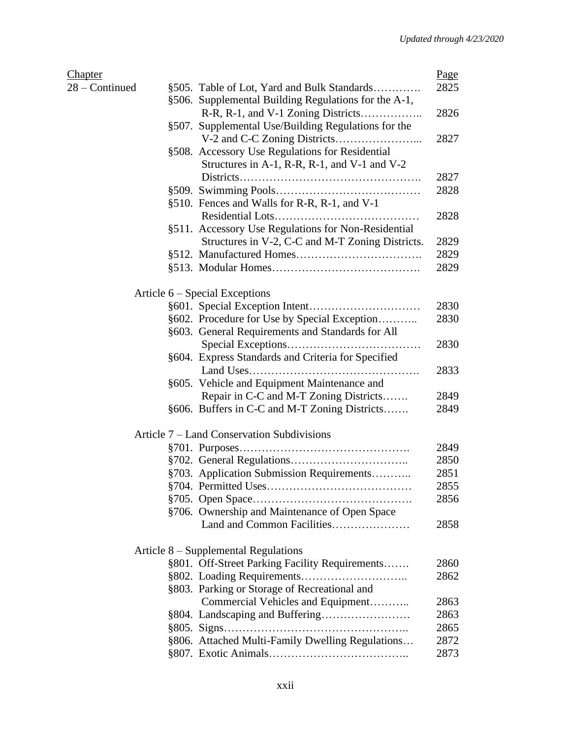*Updated through 4/23/2020*

| Chapter | | Page |
|---|---|---|
| 28 – Continued | §505. Table of Lot, Yard and Bulk Standards | 2825 |
| | §506. Supplemental Building Regulations for the A-1, R-R, R-1, and V-1 Zoning Districts | 2826 |
| | §507. Supplemental Use/Building Regulations for the V-2 and C-C Zoning Districts | 2827 |
| | §508. Accessory Use Regulations for Residential Structures in A-1, R-R, R-1, and V-1 and V-2 Districts | 2827 |
| | §509. Swimming Pools | 2828 |
| | §510. Fences and Walls for R-R, R-1, and V-1 Residential Lots | 2828 |
| | §511. Accessory Use Regulations for Non-Residential Structures in V-2, C-C and M-T Zoning Districts. | 2829 |
| | §512. Manufactured Homes | 2829 |
| | §513. Modular Homes | 2829 |
| | Article 6 – Special Exceptions | |
| | §601. Special Exception Intent | 2830 |
| | §602. Procedure for Use by Special Exception | 2830 |
| | §603. General Requirements and Standards for All Special Exceptions | 2830 |
| | §604. Express Standards and Criteria for Specified Land Uses | 2833 |
| | §605. Vehicle and Equipment Maintenance and Repair in C-C and M-T Zoning Districts | 2849 |
| | §606. Buffers in C-C and M-T Zoning Districts | 2849 |
| | Article 7 – Land Conservation Subdivisions | |
| | §701. Purposes | 2849 |
| | §702. General Regulations | 2850 |
| | §703. Application Submission Requirements | 2851 |
| | §704. Permitted Uses | 2855 |
| | §705. Open Space | 2856 |
| | §706. Ownership and Maintenance of Open Space Land and Common Facilities | 2858 |
| | Article 8 – Supplemental Regulations | |
| | §801. Off-Street Parking Facility Requirements | 2860 |
| | §802. Loading Requirements | 2862 |
| | §803. Parking or Storage of Recreational and Commercial Vehicles and Equipment | 2863 |
| | §804. Landscaping and Buffering | 2863 |
| | §805. Signs | 2865 |
| | §806. Attached Multi-Family Dwelling Regulations | 2872 |
| | §807. Exotic Animals | 2873 |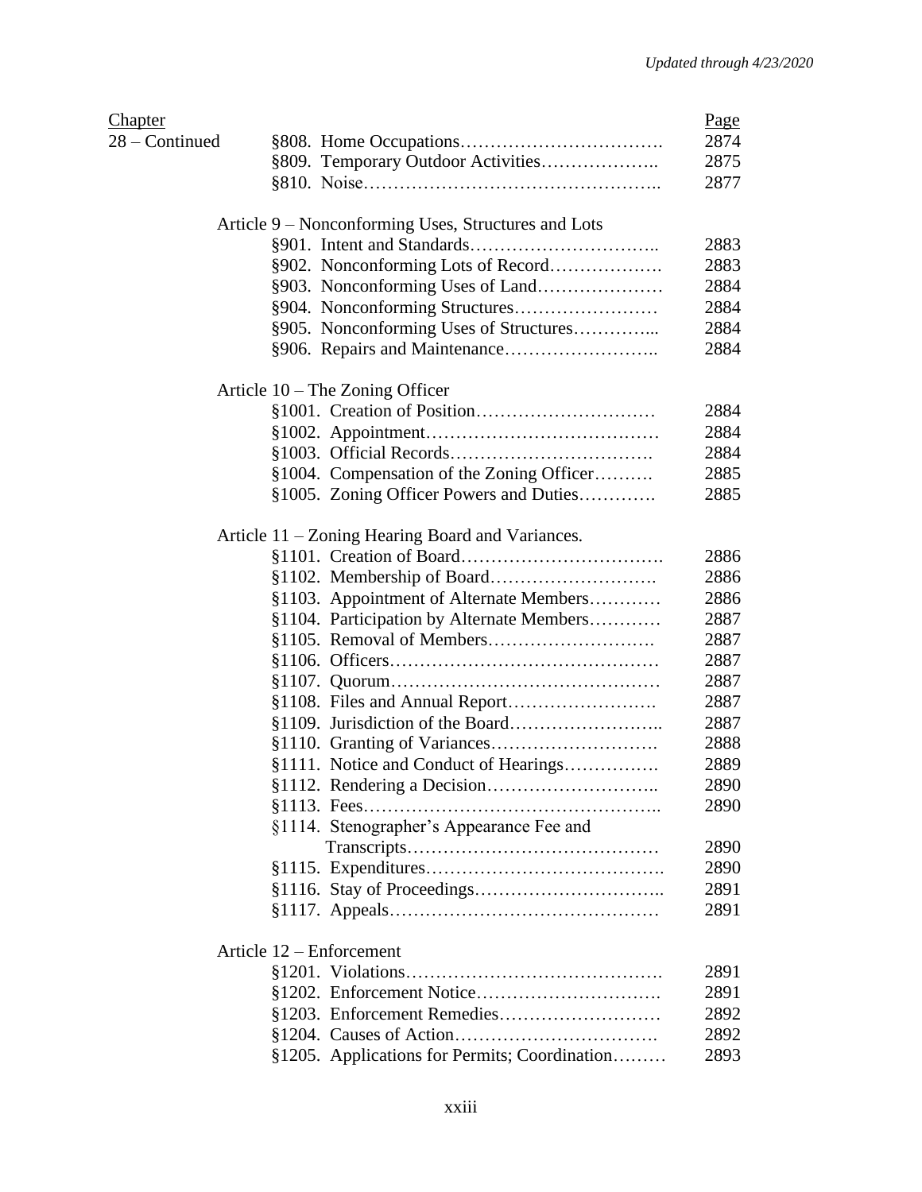| Chapter | | Page |
|---|---|---|
| 28 – Continued | §808. Home Occupations | 2874 |
| | §809. Temporary Outdoor Activities | 2875 |
| | §810. Noise | 2877 |
| | | |
| | Article 9 – Nonconforming Uses, Structures and Lots | |
| | §901. Intent and Standards | 2883 |
| | §902. Nonconforming Lots of Record | 2883 |
| | §903. Nonconforming Uses of Land | 2884 |
| | §904. Nonconforming Structures | 2884 |
| | §905. Nonconforming Uses of Structures | 2884 |
| | §906. Repairs and Maintenance | 2884 |
| | | |
| | Article 10 – The Zoning Officer | |
| | §1001. Creation of Position | 2884 |
| | §1002. Appointment | 2884 |
| | §1003. Official Records | 2884 |
| | §1004. Compensation of the Zoning Officer | 2885 |
| | §1005. Zoning Officer Powers and Duties | 2885 |
| | | |
| | Article 11 – Zoning Hearing Board and Variances. | |
| | §1101. Creation of Board | 2886 |
| | §1102. Membership of Board | 2886 |
| | §1103. Appointment of Alternate Members | 2886 |
| | §1104. Participation by Alternate Members | 2887 |
| | §1105. Removal of Members | 2887 |
| | §1106. Officers | 2887 |
| | §1107. Quorum | 2887 |
| | §1108. Files and Annual Report | 2887 |
| | §1109. Jurisdiction of the Board | 2887 |
| | §1110. Granting of Variances | 2888 |
| | §1111. Notice and Conduct of Hearings | 2889 |
| | §1112. Rendering a Decision | 2890 |
| | §1113. Fees | 2890 |
| | §1114. Stenographer's Appearance Fee and Transcripts | 2890 |
| | §1115. Expenditures | 2890 |
| | §1116. Stay of Proceedings | 2891 |
| | §1117. Appeals | 2891 |
| | | |
| | Article 12 – Enforcement | |
| | §1201. Violations | 2891 |
| | §1202. Enforcement Notice | 2891 |
| | §1203. Enforcement Remedies | 2892 |
| | §1204. Causes of Action | 2892 |
| | §1205. Applications for Permits; Coordination | 2893 |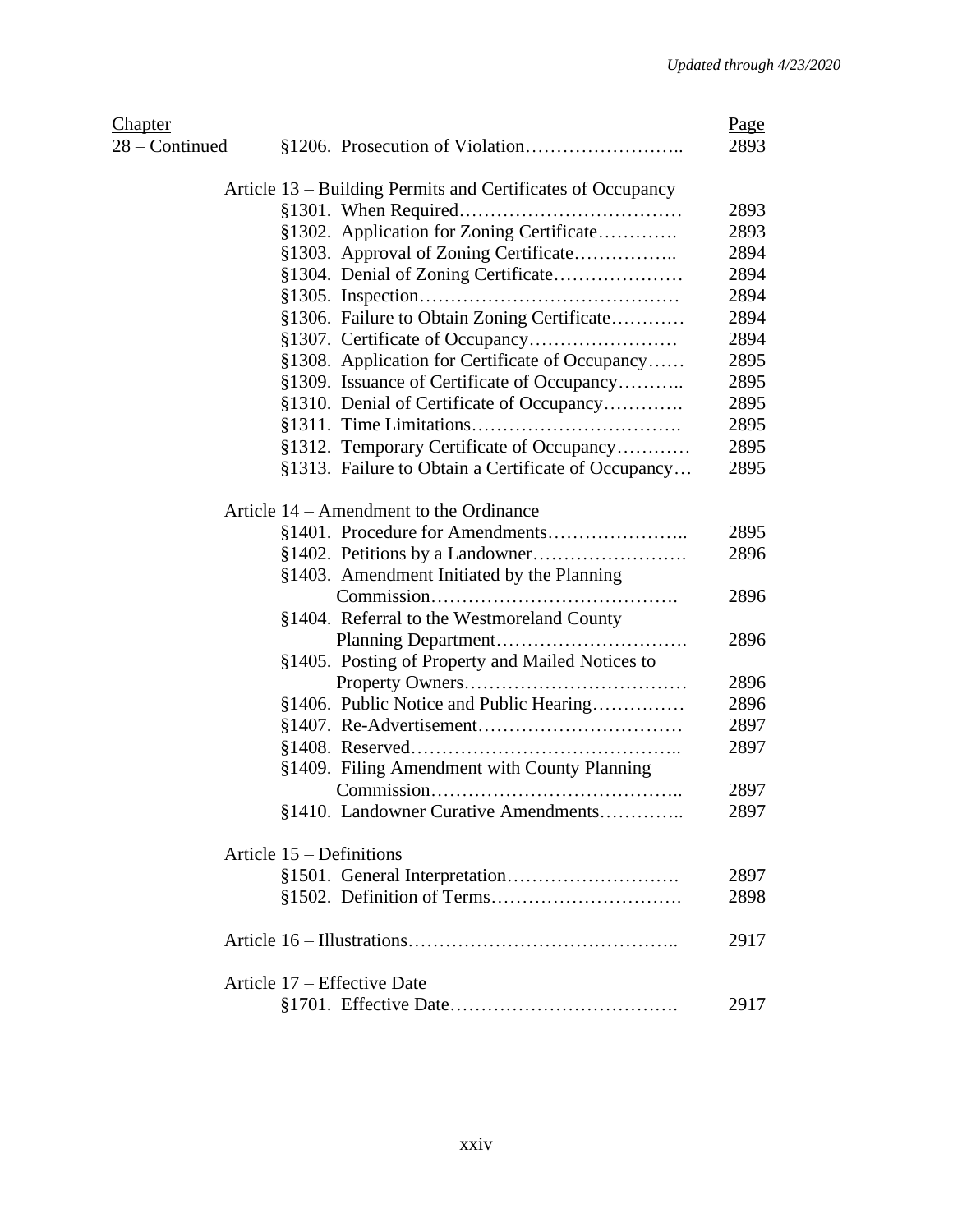| Chapter | | Page |
|---|---|---|
| 28 – Continued | §1206. Prosecution of Violation…………………….. | 2893 |
| | **Article 13 – Building Permits and Certificates of Occupancy** | |
| | §1301. When Required……………………………… | 2893 |
| | §1302. Application for Zoning Certificate…………. | 2893 |
| | §1303. Approval of Zoning Certificate…………….. | 2894 |
| | §1304. Denial of Zoning Certificate………………… | 2894 |
| | §1305. Inspection…………………………………… | 2894 |
| | §1306. Failure to Obtain Zoning Certificate………… | 2894 |
| | §1307. Certificate of Occupancy…………………… | 2894 |
| | §1308. Application for Certificate of Occupancy…… | 2895 |
| | §1309. Issuance of Certificate of Occupancy……….. | 2895 |
| | §1310. Denial of Certificate of Occupancy…………. | 2895 |
| | §1311. Time Limitations……………………………. | 2895 |
| | §1312. Temporary Certificate of Occupancy………… | 2895 |
| | §1313. Failure to Obtain a Certificate of Occupancy… | 2895 |
| | **Article 14 – Amendment to the Ordinance** | |
| | §1401. Procedure for Amendments………………….. | 2895 |
| | §1402. Petitions by a Landowner……………………. | 2896 |
| | §1403. Amendment Initiated by the Planning Commission…………………………………. | 2896 |
| | §1404. Referral to the Westmoreland County Planning Department…………………………. | 2896 |
| | §1405. Posting of Property and Mailed Notices to Property Owners……………………………… | 2896 |
| | §1406. Public Notice and Public Hearing…………… | 2896 |
| | §1407. Re-Advertisement…………………………… | 2897 |
| | §1408. Reserved…………………………………….. | 2897 |
| | §1409. Filing Amendment with County Planning Commission………………………………….. | 2897 |
| | §1410. Landowner Curative Amendments………….. | 2897 |
| | **Article 15 – Definitions** | |
| | §1501. General Interpretation………………………. | 2897 |
| | §1502. Definition of Terms…………………………. | 2898 |
| | **Article 16 – Illustrations**…………………………………….. | 2917 |
| | **Article 17 – Effective Date** | |
| | §1701. Effective Date………………………………. | 2917 |